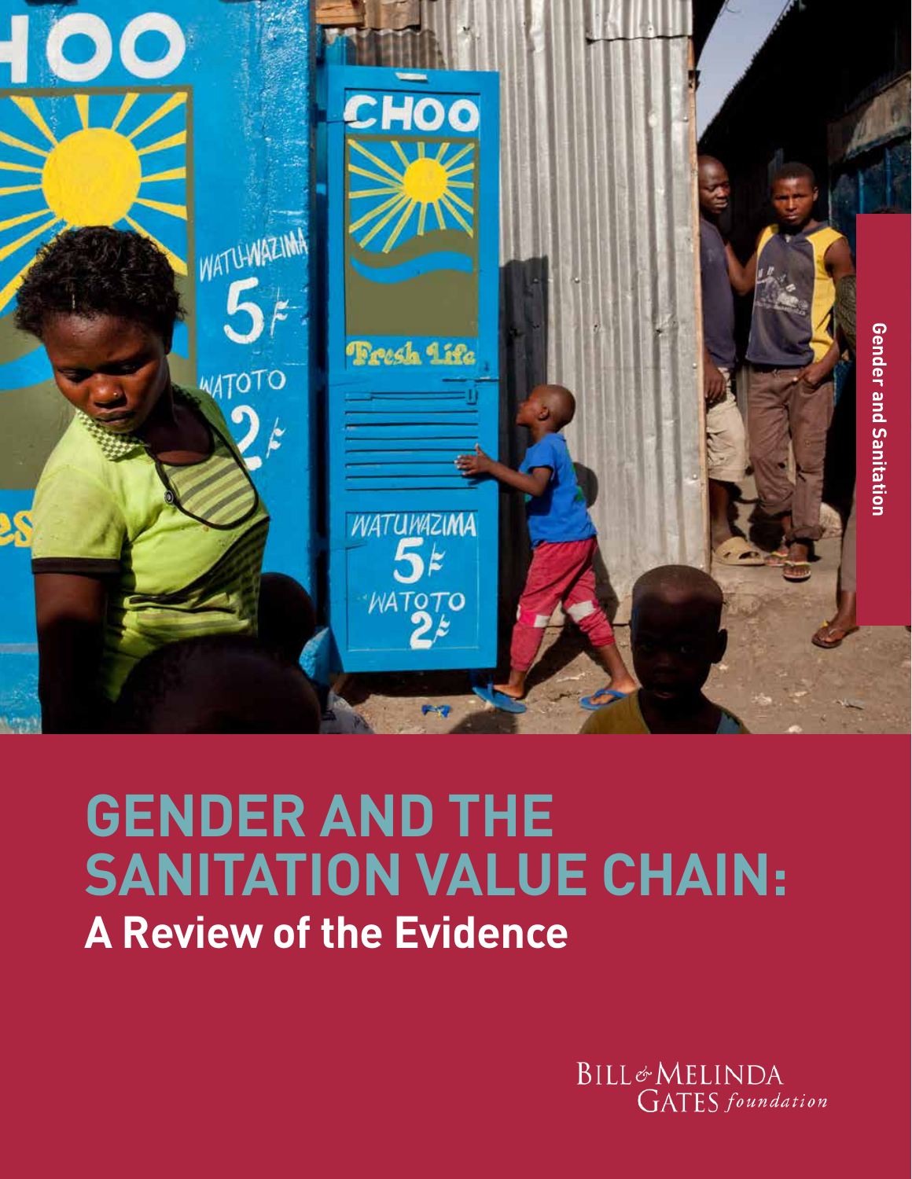# GENDER AND THE SANITATION VALUE CHAIN:

## A Review of the Evidence

Gender and Sanitation

BILL & MELINDA GATES *foundation*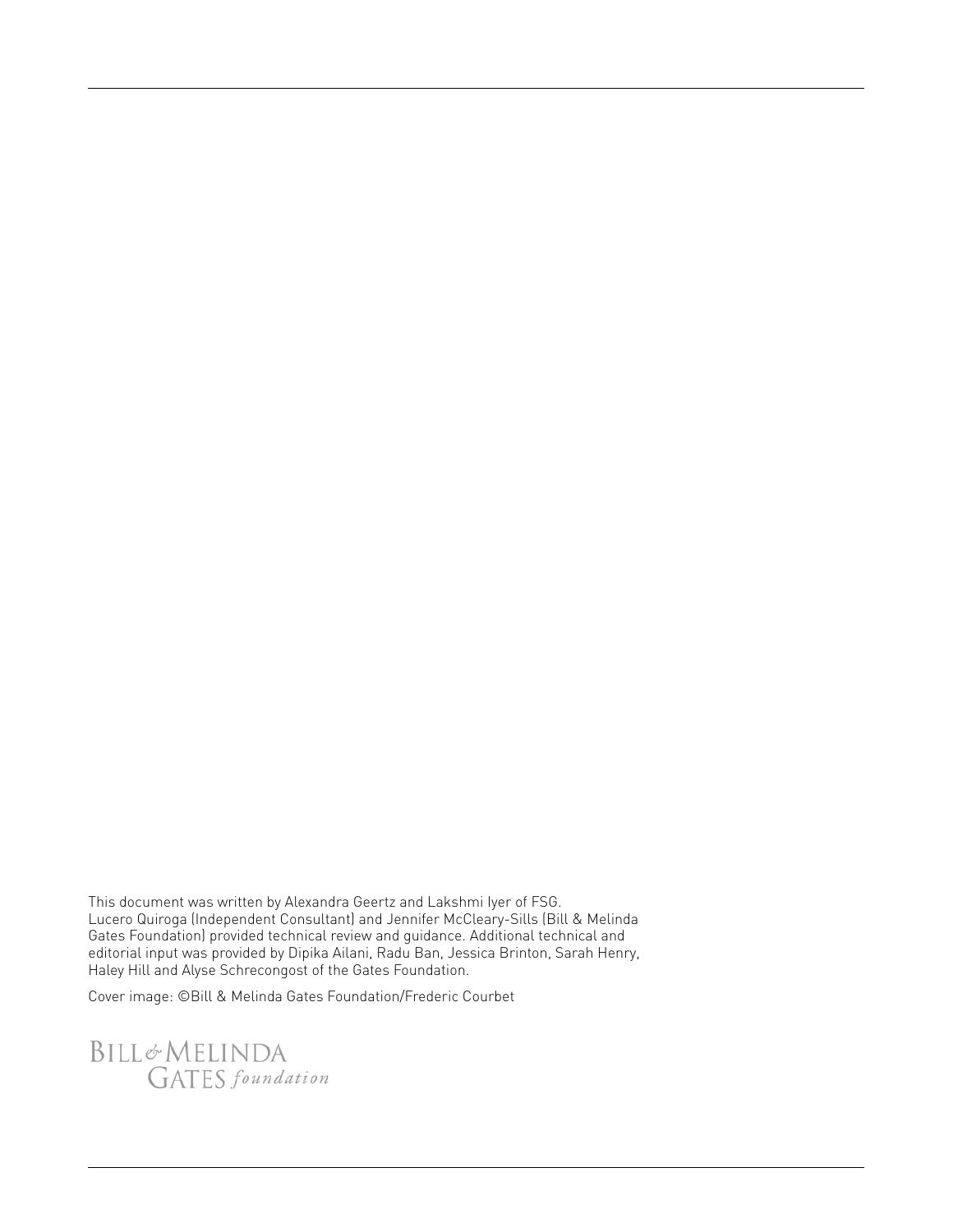This document was written by Alexandra Geertz and Lakshmi Iyer of FSG. Lucero Quiroga (Independent Consultant) and Jennifer McCleary-Sills (Bill & Melinda Gates Foundation) provided technical review and guidance. Additional technical and editorial input was provided by Dipika Ailani, Radu Ban, Jessica Brinton, Sarah Henry, Haley Hill and Alyse Schrecongost of the Gates Foundation.

Cover image: ©Bill & Melinda Gates Foundation/Frederic Courbet

BILL & MELINDA GATES *foundation*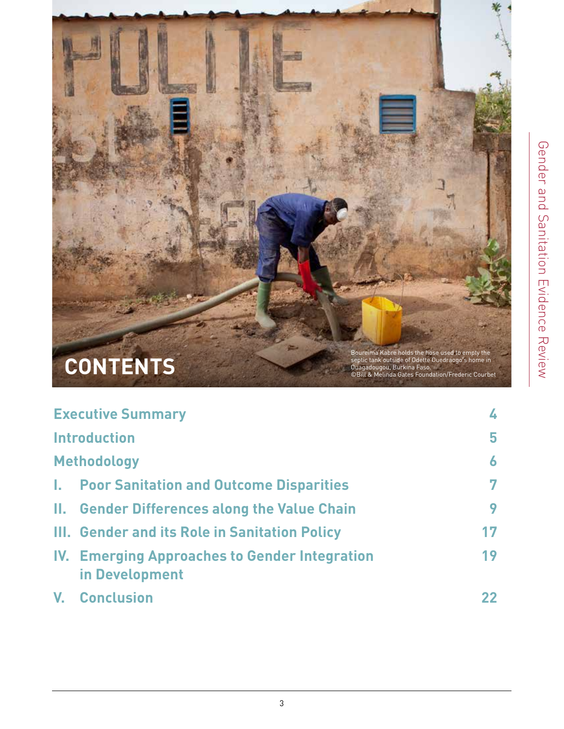# CONTENTS

Boureima Kabre holds the hose used to empty the septic tank outside of Odette Ouedraogo's home in Ouagadougou, Burkina Faso.
©Bill & Melinda Gates Foundation/Frederic Courbet

| | |
|---|---|
| **Executive Summary** | **4** |
| **Introduction** | **5** |
| **Methodology** | **6** |
| **I. Poor Sanitation and Outcome Disparities** | **7** |
| **II. Gender Differences along the Value Chain** | **9** |
| **III. Gender and its Role in Sanitation Policy** | **17** |
| **IV. Emerging Approaches to Gender Integration in Development** | **19** |
| **V. Conclusion** | **22** |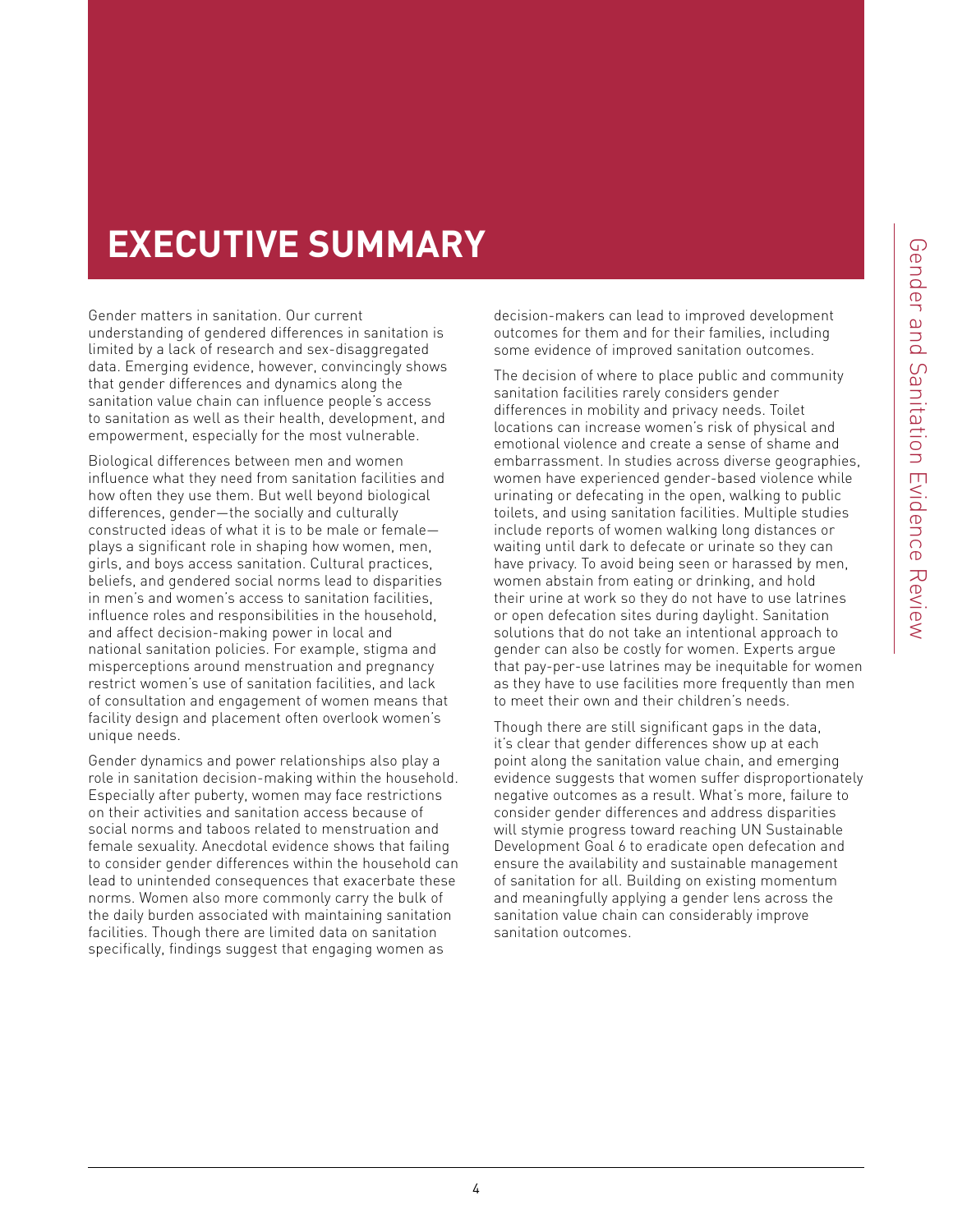# EXECUTIVE SUMMARY

Gender matters in sanitation. Our current understanding of gendered differences in sanitation is limited by a lack of research and sex-disaggregated data. Emerging evidence, however, convincingly shows that gender differences and dynamics along the sanitation value chain can influence people's access to sanitation as well as their health, development, and empowerment, especially for the most vulnerable.

Biological differences between men and women influence what they need from sanitation facilities and how often they use them. But well beyond biological differences, gender—the socially and culturally constructed ideas of what it is to be male or female—plays a significant role in shaping how women, men, girls, and boys access sanitation. Cultural practices, beliefs, and gendered social norms lead to disparities in men's and women's access to sanitation facilities, influence roles and responsibilities in the household, and affect decision-making power in local and national sanitation policies. For example, stigma and misperceptions around menstruation and pregnancy restrict women's use of sanitation facilities, and lack of consultation and engagement of women means that facility design and placement often overlook women's unique needs.

Gender dynamics and power relationships also play a role in sanitation decision-making within the household. Especially after puberty, women may face restrictions on their activities and sanitation access because of social norms and taboos related to menstruation and female sexuality. Anecdotal evidence shows that failing to consider gender differences within the household can lead to unintended consequences that exacerbate these norms. Women also more commonly carry the bulk of the daily burden associated with maintaining sanitation facilities. Though there are limited data on sanitation specifically, findings suggest that engaging women as decision-makers can lead to improved development outcomes for them and for their families, including some evidence of improved sanitation outcomes.

The decision of where to place public and community sanitation facilities rarely considers gender differences in mobility and privacy needs. Toilet locations can increase women's risk of physical and emotional violence and create a sense of shame and embarrassment. In studies across diverse geographies, women have experienced gender-based violence while urinating or defecating in the open, walking to public toilets, and using sanitation facilities. Multiple studies include reports of women walking long distances or waiting until dark to defecate or urinate so they can have privacy. To avoid being seen or harassed by men, women abstain from eating or drinking, and hold their urine at work so they do not have to use latrines or open defecation sites during daylight. Sanitation solutions that do not take an intentional approach to gender can also be costly for women. Experts argue that pay-per-use latrines may be inequitable for women as they have to use facilities more frequently than men to meet their own and their children's needs.

Though there are still significant gaps in the data, it's clear that gender differences show up at each point along the sanitation value chain, and emerging evidence suggests that women suffer disproportionately negative outcomes as a result. What's more, failure to consider gender differences and address disparities will stymie progress toward reaching UN Sustainable Development Goal 6 to eradicate open defecation and ensure the availability and sustainable management of sanitation for all. Building on existing momentum and meaningfully applying a gender lens across the sanitation value chain can considerably improve sanitation outcomes.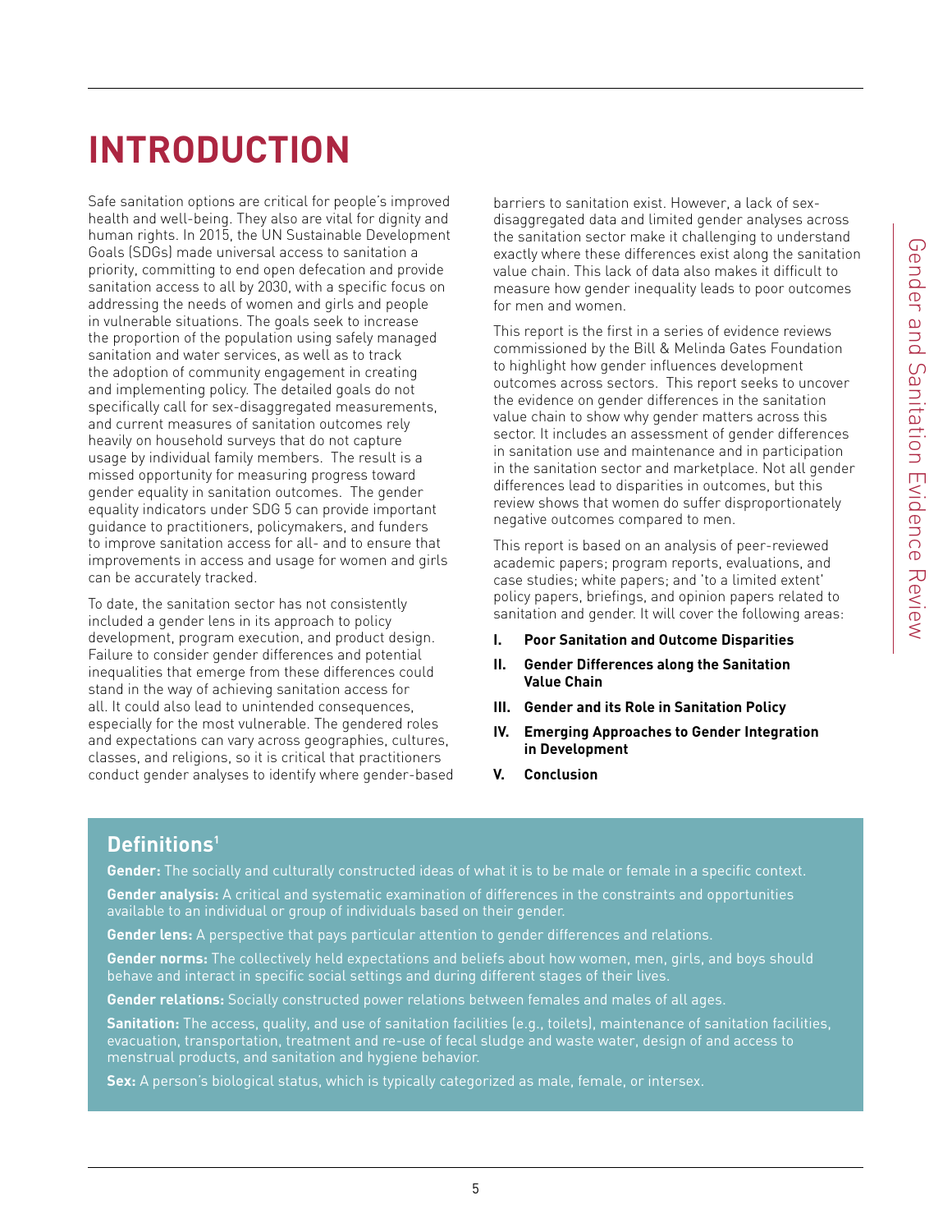# INTRODUCTION

Safe sanitation options are critical for people's improved health and well-being. They also are vital for dignity and human rights. In 2015, the UN Sustainable Development Goals (SDGs) made universal access to sanitation a priority, committing to end open defecation and provide sanitation access to all by 2030, with a specific focus on addressing the needs of women and girls and people in vulnerable situations. The goals seek to increase the proportion of the population using safely managed sanitation and water services, as well as to track the adoption of community engagement in creating and implementing policy. The detailed goals do not specifically call for sex-disaggregated measurements, and current measures of sanitation outcomes rely heavily on household surveys that do not capture usage by individual family members. The result is a missed opportunity for measuring progress toward gender equality in sanitation outcomes. The gender equality indicators under SDG 5 can provide important guidance to practitioners, policymakers, and funders to improve sanitation access for all- and to ensure that improvements in access and usage for women and girls can be accurately tracked.

To date, the sanitation sector has not consistently included a gender lens in its approach to policy development, program execution, and product design. Failure to consider gender differences and potential inequalities that emerge from these differences could stand in the way of achieving sanitation access for all. It could also lead to unintended consequences, especially for the most vulnerable. The gendered roles and expectations can vary across geographies, cultures, classes, and religions, so it is critical that practitioners conduct gender analyses to identify where gender-based barriers to sanitation exist. However, a lack of sex-disaggregated data and limited gender analyses across the sanitation sector make it challenging to understand exactly where these differences exist along the sanitation value chain. This lack of data also makes it difficult to measure how gender inequality leads to poor outcomes for men and women.

This report is the first in a series of evidence reviews commissioned by the Bill & Melinda Gates Foundation to highlight how gender influences development outcomes across sectors. This report seeks to uncover the evidence on gender differences in the sanitation value chain to show why gender matters across this sector. It includes an assessment of gender differences in sanitation use and maintenance and in participation in the sanitation sector and marketplace. Not all gender differences lead to disparities in outcomes, but this review shows that women do suffer disproportionately negative outcomes compared to men.

This report is based on an analysis of peer-reviewed academic papers; program reports, evaluations, and case studies; white papers; and 'to a limited extent' policy papers, briefings, and opinion papers related to sanitation and gender. It will cover the following areas:

- **I. Poor Sanitation and Outcome Disparities**
- **II. Gender Differences along the Sanitation Value Chain**
- **III. Gender and its Role in Sanitation Policy**
- **IV. Emerging Approaches to Gender Integration in Development**
- **V. Conclusion**

## Definitions[1]

**Gender:** The socially and culturally constructed ideas of what it is to be male or female in a specific context.

**Gender analysis:** A critical and systematic examination of differences in the constraints and opportunities available to an individual or group of individuals based on their gender.

**Gender lens:** A perspective that pays particular attention to gender differences and relations.

**Gender norms:** The collectively held expectations and beliefs about how women, men, girls, and boys should behave and interact in specific social settings and during different stages of their lives.

**Gender relations:** Socially constructed power relations between females and males of all ages.

**Sanitation:** The access, quality, and use of sanitation facilities (e.g., toilets), maintenance of sanitation facilities, evacuation, transportation, treatment and re-use of fecal sludge and waste water, design of and access to menstrual products, and sanitation and hygiene behavior.

**Sex:** A person's biological status, which is typically categorized as male, female, or intersex.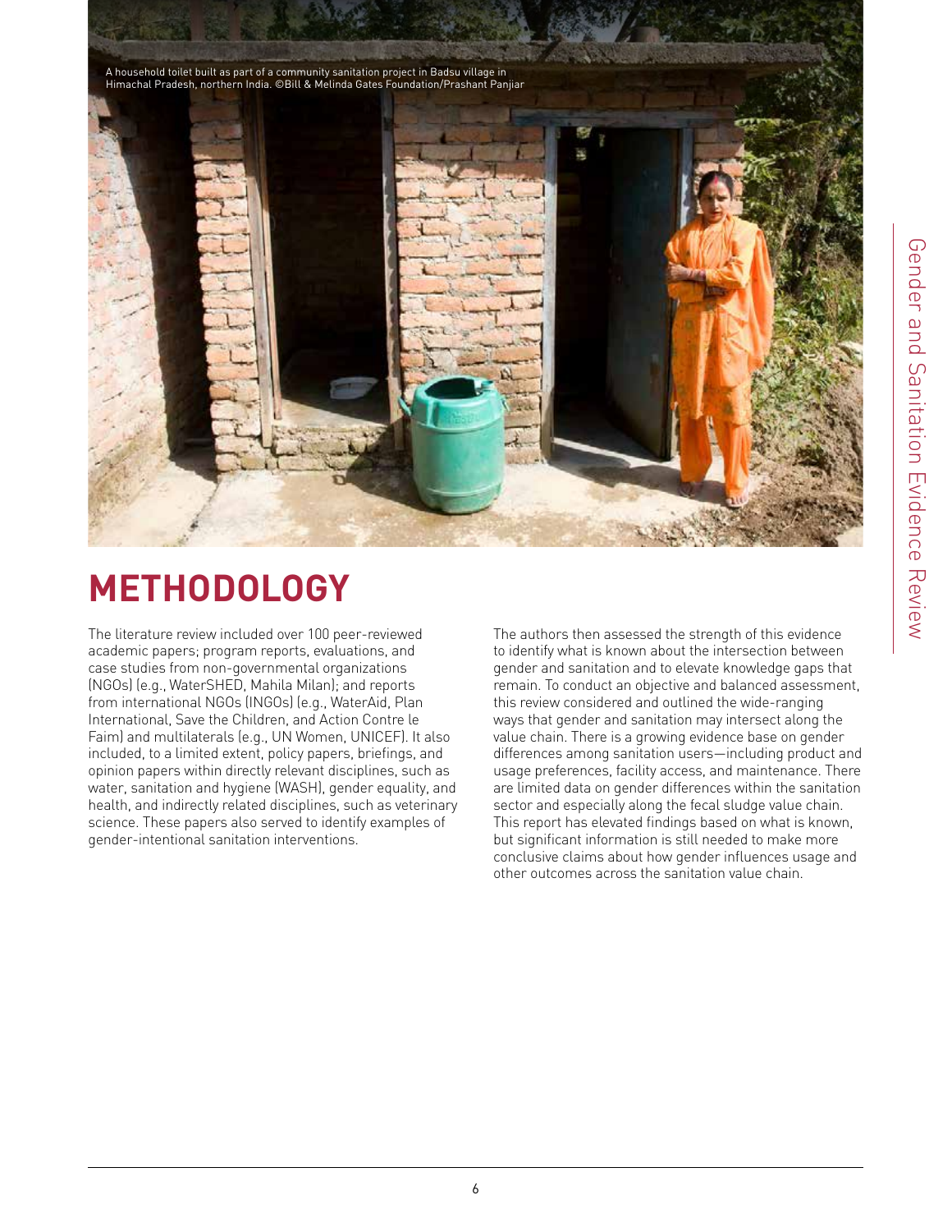A household toilet built as part of a community sanitation project in Badsu village in Himachal Pradesh, northern India. ©Bill & Melinda Gates Foundation/Prashant Panjiar

# METHODOLOGY

The literature review included over 100 peer-reviewed academic papers; program reports, evaluations, and case studies from non-governmental organizations (NGOs) (e.g., WaterSHED, Mahila Milan); and reports from international NGOs (INGOs) (e.g., WaterAid, Plan International, Save the Children, and Action Contre le Faim) and multilaterals (e.g., UN Women, UNICEF). It also included, to a limited extent, policy papers, briefings, and opinion papers within directly relevant disciplines, such as water, sanitation and hygiene (WASH), gender equality, and health, and indirectly related disciplines, such as veterinary science. These papers also served to identify examples of gender-intentional sanitation interventions.

The authors then assessed the strength of this evidence to identify what is known about the intersection between gender and sanitation and to elevate knowledge gaps that remain. To conduct an objective and balanced assessment, this review considered and outlined the wide-ranging ways that gender and sanitation may intersect along the value chain. There is a growing evidence base on gender differences among sanitation users—including product and usage preferences, facility access, and maintenance. There are limited data on gender differences within the sanitation sector and especially along the fecal sludge value chain. This report has elevated findings based on what is known, but significant information is still needed to make more conclusive claims about how gender influences usage and other outcomes across the sanitation value chain.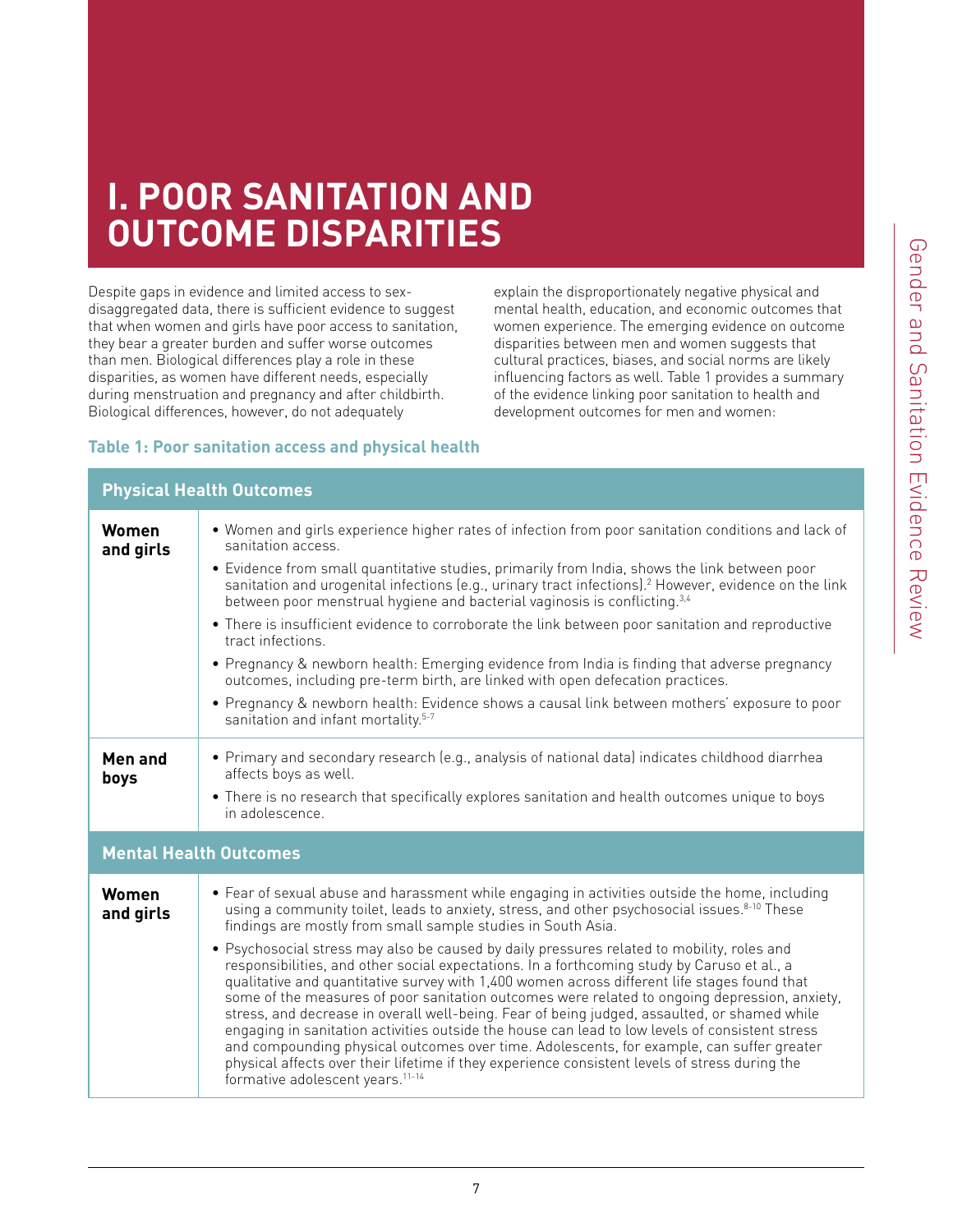# I. POOR SANITATION AND OUTCOME DISPARITIES

Despite gaps in evidence and limited access to sex-disaggregated data, there is sufficient evidence to suggest that when women and girls have poor access to sanitation, they bear a greater burden and suffer worse outcomes than men. Biological differences play a role in these disparities, as women have different needs, especially during menstruation and pregnancy and after childbirth. Biological differences, however, do not adequately explain the disproportionately negative physical and mental health, education, and economic outcomes that women experience. The emerging evidence on outcome disparities between men and women suggests that cultural practices, biases, and social norms are likely influencing factors as well. Table 1 provides a summary of the evidence linking poor sanitation to health and development outcomes for men and women:

**Table 1: Poor sanitation access and physical health**

| **Physical Health Outcomes** | |
|---|---|
| **Women and girls** | • Women and girls experience higher rates of infection from poor sanitation conditions and lack of sanitation access.<br>• Evidence from small quantitative studies, primarily from India, shows the link between poor sanitation and urogenital infections (e.g., urinary tract infections).[2] However, evidence on the link between poor menstrual hygiene and bacterial vaginosis is conflicting.[3,4]<br>• There is insufficient evidence to corroborate the link between poor sanitation and reproductive tract infections.<br>• Pregnancy & newborn health: Emerging evidence from India is finding that adverse pregnancy outcomes, including pre-term birth, are linked with open defecation practices.<br>• Pregnancy & newborn health: Evidence shows a causal link between mothers' exposure to poor sanitation and infant mortality.[5-7] |
| **Men and boys** | • Primary and secondary research (e.g., analysis of national data) indicates childhood diarrhea affects boys as well.<br>• There is no research that specifically explores sanitation and health outcomes unique to boys in adolescence. |
| **Mental Health Outcomes** | |
| **Women and girls** | • Fear of sexual abuse and harassment while engaging in activities outside the home, including using a community toilet, leads to anxiety, stress, and other psychosocial issues.[8-10] These findings are mostly from small sample studies in South Asia.<br>• Psychosocial stress may also be caused by daily pressures related to mobility, roles and responsibilities, and other social expectations. In a forthcoming study by Caruso et al., a qualitative and quantitative survey with 1,400 women across different life stages found that some of the measures of poor sanitation outcomes were related to ongoing depression, anxiety, stress, and decrease in overall well-being. Fear of being judged, assaulted, or shamed while engaging in sanitation activities outside the house can lead to low levels of consistent stress and compounding physical outcomes over time. Adolescents, for example, can suffer greater physical affects over their lifetime if they experience consistent levels of stress during the formative adolescent years.[11-14] |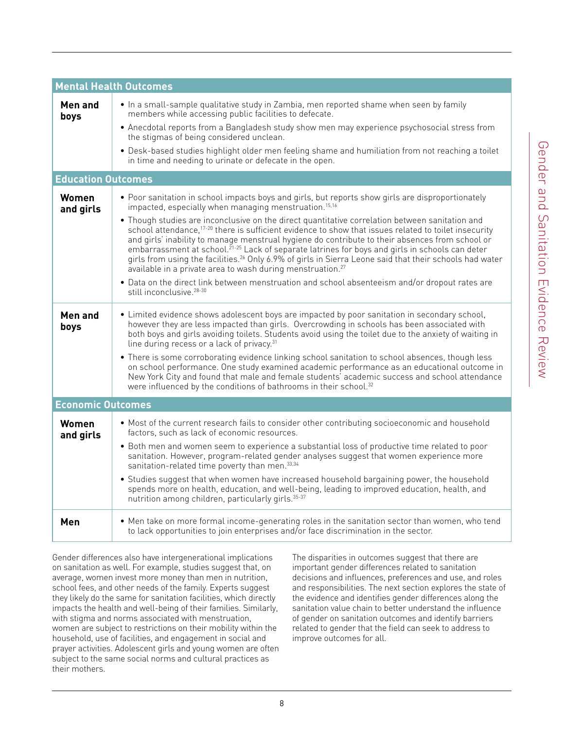| Mental Health Outcomes | |
|---|---|
| **Men and boys** | • In a small-sample qualitative study in Zambia, men reported shame when seen by family members while accessing public facilities to defecate.<br>• Anecdotal reports from a Bangladesh study show men may experience psychosocial stress from the stigmas of being considered unclean.<br>• Desk-based studies highlight older men feeling shame and humiliation from not reaching a toilet in time and needing to urinate or defecate in the open. |
| **Education Outcomes** | |
| **Women and girls** | • Poor sanitation in school impacts boys and girls, but reports show girls are disproportionately impacted, especially when managing menstruation.[15,16]<br>• Though studies are inconclusive on the direct quantitative correlation between sanitation and school attendance,[17-20] there is sufficient evidence to show that issues related to toilet insecurity and girls' inability to manage menstrual hygiene do contribute to their absences from school or embarrassment at school.[21-25] Lack of separate latrines for boys and girls in schools can deter girls from using the facilities.[26] Only 6.9% of girls in Sierra Leone said that their schools had water available in a private area to wash during menstruation.[27]<br>• Data on the direct link between menstruation and school absenteeism and/or dropout rates are still inconclusive.[28-30] |
| **Men and boys** | • Limited evidence shows adolescent boys are impacted by poor sanitation in secondary school, however they are less impacted than girls. Overcrowding in schools has been associated with both boys and girls avoiding toilets. Students avoid using the toilet due to the anxiety of waiting in line during recess or a lack of privacy.[31]<br>• There is some corroborating evidence linking school sanitation to school absences, though less on school performance. One study examined academic performance as an educational outcome in New York City and found that male and female students' academic success and school attendance were influenced by the conditions of bathrooms in their school.[32] |
| **Economic Outcomes** | |
| **Women and girls** | • Most of the current research fails to consider other contributing socioeconomic and household factors, such as lack of economic resources.<br>• Both men and women seem to experience a substantial loss of productive time related to poor sanitation. However, program-related gender analyses suggest that women experience more sanitation-related time poverty than men.[33,34]<br>• Studies suggest that when women have increased household bargaining power, the household spends more on health, education, and well-being, leading to improved education, health, and nutrition among children, particularly girls.[35-37] |
| **Men** | • Men take on more formal income-generating roles in the sanitation sector than women, who tend to lack opportunities to join enterprises and/or face discrimination in the sector. |

Gender differences also have intergenerational implications on sanitation as well. For example, studies suggest that, on average, women invest more money than men in nutrition, school fees, and other needs of the family. Experts suggest they likely do the same for sanitation facilities, which directly impacts the health and well-being of their families. Similarly, with stigma and norms associated with menstruation, women are subject to restrictions on their mobility within the household, use of facilities, and engagement in social and prayer activities. Adolescent girls and young women are often subject to the same social norms and cultural practices as their mothers.

The disparities in outcomes suggest that there are important gender differences related to sanitation decisions and influences, preferences and use, and roles and responsibilities. The next section explores the state of the evidence and identifies gender differences along the sanitation value chain to better understand the influence of gender on sanitation outcomes and identify barriers related to gender that the field can seek to address to improve outcomes for all.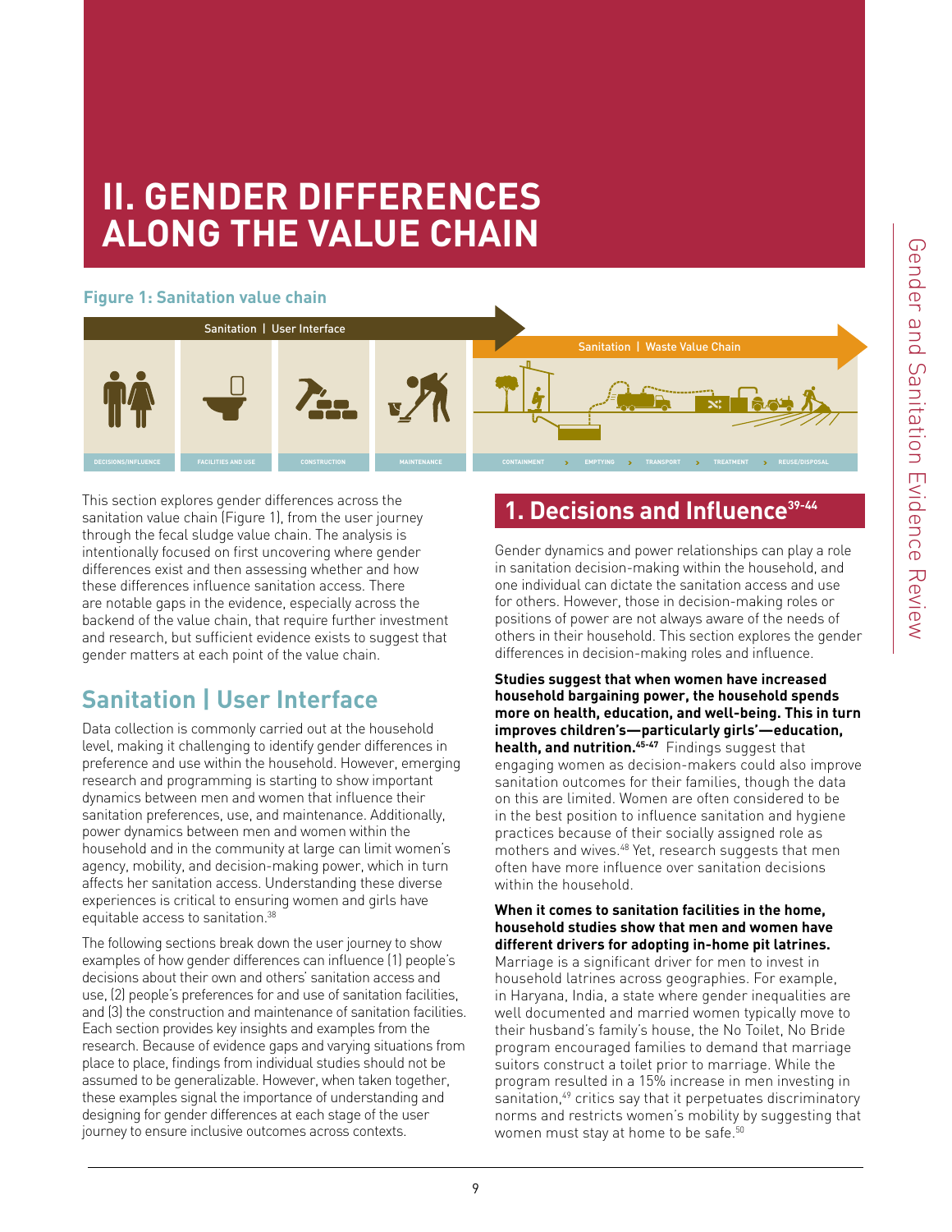# II. GENDER DIFFERENCES ALONG THE VALUE CHAIN

**Figure 1: Sanitation value chain**

Sanitation | User Interface

DECISIONS/INFLUENCE — FACILITIES AND USE — CONSTRUCTION — MAINTENANCE

Sanitation | Waste Value Chain

CONTAINMENT > EMPTYING > TRANSPORT > TREATMENT > REUSE/DISPOSAL

This section explores gender differences across the sanitation value chain (Figure 1), from the user journey through the fecal sludge value chain. The analysis is intentionally focused on first uncovering where gender differences exist and then assessing whether and how these differences influence sanitation access. There are notable gaps in the evidence, especially across the backend of the value chain, that require further investment and research, but sufficient evidence exists to suggest that gender matters at each point of the value chain.

## Sanitation | User Interface

Data collection is commonly carried out at the household level, making it challenging to identify gender differences in preference and use within the household. However, emerging research and programming is starting to show important dynamics between men and women that influence their sanitation preferences, use, and maintenance. Additionally, power dynamics between men and women within the household and in the community at large can limit women's agency, mobility, and decision-making power, which in turn affects her sanitation access. Understanding these diverse experiences is critical to ensuring women and girls have equitable access to sanitation.[38]

The following sections break down the user journey to show examples of how gender differences can influence (1) people's decisions about their own and others' sanitation access and use, (2) people's preferences for and use of sanitation facilities, and (3) the construction and maintenance of sanitation facilities. Each section provides key insights and examples from the research. Because of evidence gaps and varying situations from place to place, findings from individual studies should not be assumed to be generalizable. However, when taken together, these examples signal the importance of understanding and designing for gender differences at each stage of the user journey to ensure inclusive outcomes across contexts.

### 1. Decisions and Influence[39-44]

Gender dynamics and power relationships can play a role in sanitation decision-making within the household, and one individual can dictate the sanitation access and use for others. However, those in decision-making roles or positions of power are not always aware of the needs of others in their household. This section explores the gender differences in decision-making roles and influence.

**Studies suggest that when women have increased household bargaining power, the household spends more on health, education, and well-being. This in turn improves children's—particularly girls'—education, health, and nutrition.[45-47]** Findings suggest that engaging women as decision-makers could also improve sanitation outcomes for their families, though the data on this are limited. Women are often considered to be in the best position to influence sanitation and hygiene practices because of their socially assigned role as mothers and wives.[48] Yet, research suggests that men often have more influence over sanitation decisions within the household.

**When it comes to sanitation facilities in the home, household studies show that men and women have different drivers for adopting in-home pit latrines.** Marriage is a significant driver for men to invest in household latrines across geographies. For example, in Haryana, India, a state where gender inequalities are well documented and married women typically move to their husband's family's house, the No Toilet, No Bride program encouraged families to demand that marriage suitors construct a toilet prior to marriage. While the program resulted in a 15% increase in men investing in sanitation,[49] critics say that it perpetuates discriminatory norms and restricts women's mobility by suggesting that women must stay at home to be safe.[50]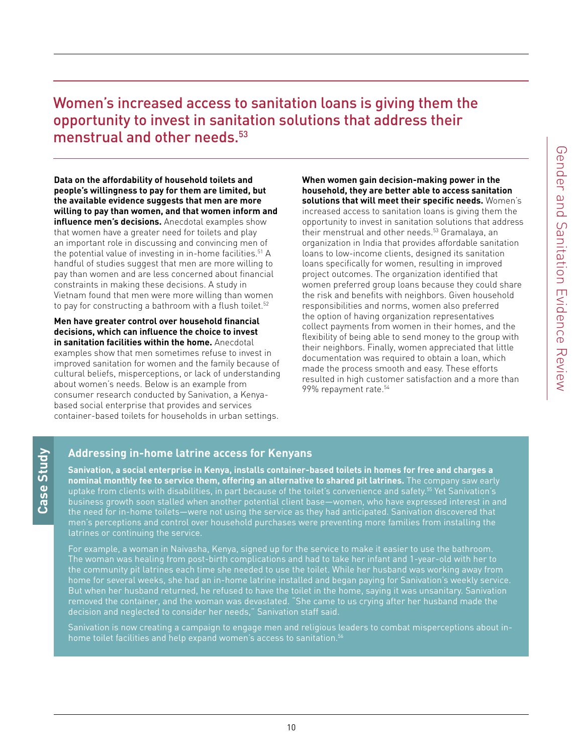## Women's increased access to sanitation loans is giving them the opportunity to invest in sanitation solutions that address their menstrual and other needs.[53]

**Data on the affordability of household toilets and people's willingness to pay for them are limited, but the available evidence suggests that men are more willing to pay than women, and that women inform and influence men's decisions.** Anecdotal examples show that women have a greater need for toilets and play an important role in discussing and convincing men of the potential value of investing in in-home facilities.[51] A handful of studies suggest that men are more willing to pay than women and are less concerned about financial constraints in making these decisions. A study in Vietnam found that men were more willing than women to pay for constructing a bathroom with a flush toilet.[52]

**Men have greater control over household financial decisions, which can influence the choice to invest in sanitation facilities within the home.** Anecdotal examples show that men sometimes refuse to invest in improved sanitation for women and the family because of cultural beliefs, misperceptions, or lack of understanding about women's needs. Below is an example from consumer research conducted by Sanivation, a Kenya-based social enterprise that provides and services container-based toilets for households in urban settings.

**When women gain decision-making power in the household, they are better able to access sanitation solutions that will meet their specific needs.** Women's increased access to sanitation loans is giving them the opportunity to invest in sanitation solutions that address their menstrual and other needs.[53] Gramalaya, an organization in India that provides affordable sanitation loans to low-income clients, designed its sanitation loans specifically for women, resulting in improved project outcomes. The organization identified that women preferred group loans because they could share the risk and benefits with neighbors. Given household responsibilities and norms, women also preferred the option of having organization representatives collect payments from women in their homes, and the flexibility of being able to send money to the group with their neighbors. Finally, women appreciated that little documentation was required to obtain a loan, which made the process smooth and easy. These efforts resulted in high customer satisfaction and a more than 99% repayment rate.[54]

**Case Study**

### Addressing in-home latrine access for Kenyans

**Sanivation, a social enterprise in Kenya, installs container-based toilets in homes for free and charges a nominal monthly fee to service them, offering an alternative to shared pit latrines.** The company saw early uptake from clients with disabilities, in part because of the toilet's convenience and safety.[55] Yet Sanivation's business growth soon stalled when another potential client base—women, who have expressed interest in and the need for in-home toilets—were not using the service as they had anticipated. Sanivation discovered that men's perceptions and control over household purchases were preventing more families from installing the latrines or continuing the service.

For example, a woman in Naivasha, Kenya, signed up for the service to make it easier to use the bathroom. The woman was healing from post-birth complications and had to take her infant and 1-year-old with her to the community pit latrines each time she needed to use the toilet. While her husband was working away from home for several weeks, she had an in-home latrine installed and began paying for Sanivation's weekly service. But when her husband returned, he refused to have the toilet in the home, saying it was unsanitary. Sanivation removed the container, and the woman was devastated. "She came to us crying after her husband made the decision and neglected to consider her needs," Sanivation staff said.

Sanivation is now creating a campaign to engage men and religious leaders to combat misperceptions about in-home toilet facilities and help expand women's access to sanitation.[56]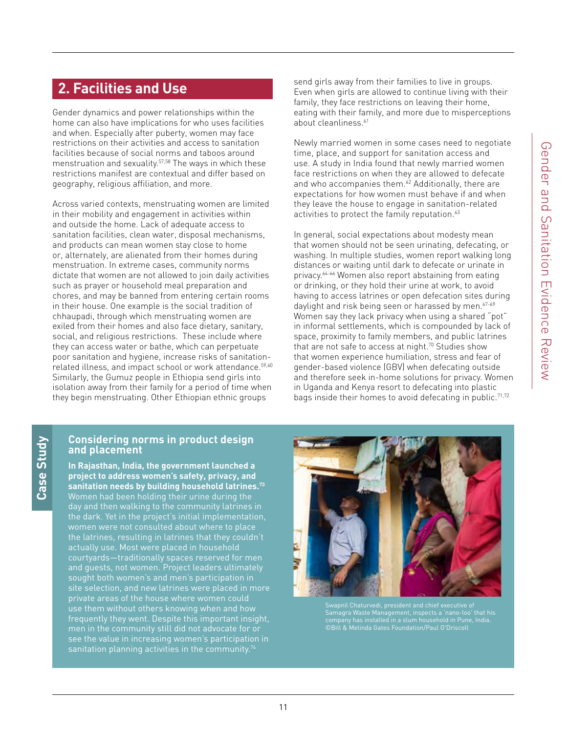## 2. Facilities and Use

Gender dynamics and power relationships within the home can also have implications for who uses facilities and when. Especially after puberty, women may face restrictions on their activities and access to sanitation facilities because of social norms and taboos around menstruation and sexuality.[57,58] The ways in which these restrictions manifest are contextual and differ based on geography, religious affiliation, and more.

Across varied contexts, menstruating women are limited in their mobility and engagement in activities within and outside the home. Lack of adequate access to sanitation facilities, clean water, disposal mechanisms, and products can mean women stay close to home or, alternately, are alienated from their homes during menstruation. In extreme cases, community norms dictate that women are not allowed to join daily activities such as prayer or household meal preparation and chores, and may be banned from entering certain rooms in their house. One example is the social tradition of chhaupadi, through which menstruating women are exiled from their homes and also face dietary, sanitary, social, and religious restrictions. These include where they can access water or bathe, which can perpetuate poor sanitation and hygiene, increase risks of sanitation-related illness, and impact school or work attendance.[59,60] Similarly, the Gumuz people in Ethiopia send girls into isolation away from their family for a period of time when they begin menstruating. Other Ethiopian ethnic groups send girls away from their families to live in groups. Even when girls are allowed to continue living with their family, they face restrictions on leaving their home, eating with their family, and more due to misperceptions about cleanliness.[61]

Newly married women in some cases need to negotiate time, place, and support for sanitation access and use. A study in India found that newly married women face restrictions on when they are allowed to defecate and who accompanies them.[62] Additionally, there are expectations for how women must behave if and when they leave the house to engage in sanitation-related activities to protect the family reputation.[63]

In general, social expectations about modesty mean that women should not be seen urinating, defecating, or washing. In multiple studies, women report walking long distances or waiting until dark to defecate or urinate in privacy.[64-66] Women also report abstaining from eating or drinking, or they hold their urine at work, to avoid having to access latrines or open defecation sites during daylight and risk being seen or harassed by men.[67-69] Women say they lack privacy when using a shared "pot" in informal settlements, which is compounded by lack of space, proximity to family members, and public latrines that are not safe to access at night.[70] Studies show that women experience humiliation, stress and fear of gender-based violence (GBV) when defecating outside and therefore seek in-home solutions for privacy. Women in Uganda and Kenya resort to defecating into plastic bags inside their homes to avoid defecating in public.[71,72]

### Case Study

#### Considering norms in product design and placement

**In Rajasthan, India, the government launched a project to address women's safety, privacy, and sanitation needs by building household latrines.[73]** Women had been holding their urine during the day and then walking to the community latrines in the dark. Yet in the project's initial implementation, women were not consulted about where to place the latrines, resulting in latrines that they couldn't actually use. Most were placed in household courtyards—traditionally spaces reserved for men and guests, not women. Project leaders ultimately sought both women's and men's participation in site selection, and new latrines were placed in more private areas of the house where women could use them without others knowing when and how frequently they went. Despite this important insight, men in the community still did not advocate for or see the value in increasing women's participation in sanitation planning activities in the community.[74]

Swapnil Chaturvedi, president and chief executive of Samagra Waste Management, inspects a 'nano-loo' that his company has installed in a slum household in Pune, India. ©Bill & Melinda Gates Foundation/Paul O'Driscoll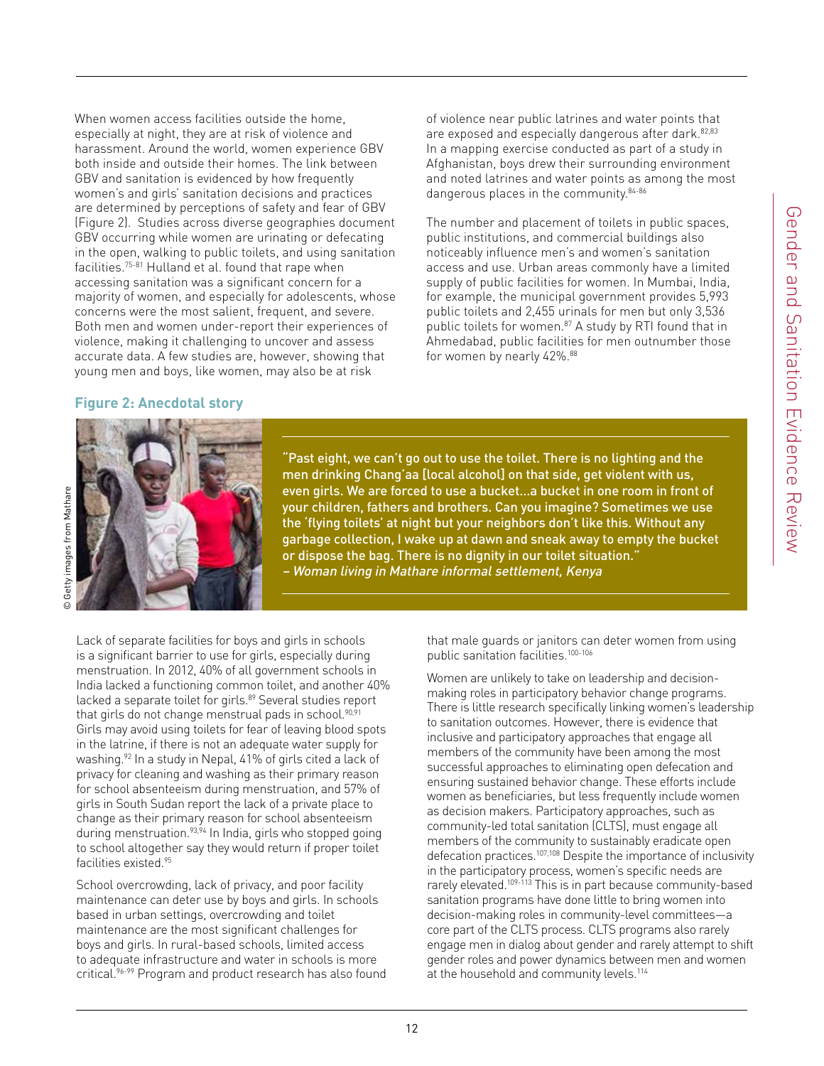When women access facilities outside the home, especially at night, they are at risk of violence and harassment. Around the world, women experience GBV both inside and outside their homes. The link between GBV and sanitation is evidenced by how frequently women's and girls' sanitation decisions and practices are determined by perceptions of safety and fear of GBV (Figure 2). Studies across diverse geographies document GBV occurring while women are urinating or defecating in the open, walking to public toilets, and using sanitation facilities.[75-81] Hulland et al. found that rape when accessing sanitation was a significant concern for a majority of women, and especially for adolescents, whose concerns were the most salient, frequent, and severe. Both men and women under-report their experiences of violence, making it challenging to uncover and assess accurate data. A few studies are, however, showing that young men and boys, like women, may also be at risk of violence near public latrines and water points that are exposed and especially dangerous after dark.[82,83] In a mapping exercise conducted as part of a study in Afghanistan, boys drew their surrounding environment and noted latrines and water points as among the most dangerous places in the community.[84-86]

The number and placement of toilets in public spaces, public institutions, and commercial buildings also noticeably influence men's and women's sanitation access and use. Urban areas commonly have a limited supply of public facilities for women. In Mumbai, India, for example, the municipal government provides 5,993 public toilets and 2,455 urinals for men but only 3,536 public toilets for women.[87] A study by RTI found that in Ahmedabad, public facilities for men outnumber those for women by nearly 42%.[88]

**Figure 2: Anecdotal story**

© Getty images from Mathare

**"Past eight, we can't go out to use the toilet. There is no lighting and the men drinking Chang'aa [local alcohol] on that side, get violent with us, even girls. We are forced to use a bucket…a bucket in one room in front of your children, fathers and brothers. Can you imagine? Sometimes we use the 'flying toilets' at night but your neighbors don't like this. Without any garbage collection, I wake up at dawn and sneak away to empty the bucket or dispose the bag. There is no dignity in our toilet situation."**
*– Woman living in Mathare informal settlement, Kenya*

Lack of separate facilities for boys and girls in schools is a significant barrier to use for girls, especially during menstruation. In 2012, 40% of all government schools in India lacked a functioning common toilet, and another 40% lacked a separate toilet for girls.[89] Several studies report that girls do not change menstrual pads in school.[90,91] Girls may avoid using toilets for fear of leaving blood spots in the latrine, if there is not an adequate water supply for washing.[92] In a study in Nepal, 41% of girls cited a lack of privacy for cleaning and washing as their primary reason for school absenteeism during menstruation, and 57% of girls in South Sudan report the lack of a private place to change as their primary reason for school absenteeism during menstruation.[93,94] In India, girls who stopped going to school altogether say they would return if proper toilet facilities existed.[95]

School overcrowding, lack of privacy, and poor facility maintenance can deter use by boys and girls. In schools based in urban settings, overcrowding and toilet maintenance are the most significant challenges for boys and girls. In rural-based schools, limited access to adequate infrastructure and water in schools is more critical.[96-99] Program and product research has also found that male guards or janitors can deter women from using public sanitation facilities.[100-106]

Women are unlikely to take on leadership and decision-making roles in participatory behavior change programs. There is little research specifically linking women's leadership to sanitation outcomes. However, there is evidence that inclusive and participatory approaches that engage all members of the community have been among the most successful approaches to eliminating open defecation and ensuring sustained behavior change. These efforts include women as beneficiaries, but less frequently include women as decision makers. Participatory approaches, such as community-led total sanitation (CLTS), must engage all members of the community to sustainably eradicate open defecation practices.[107,108] Despite the importance of inclusivity in the participatory process, women's specific needs are rarely elevated.[109-113] This is in part because community-based sanitation programs have done little to bring women into decision-making roles in community-level committees—a core part of the CLTS process. CLTS programs also rarely engage men in dialog about gender and rarely attempt to shift gender roles and power dynamics between men and women at the household and community levels.[114]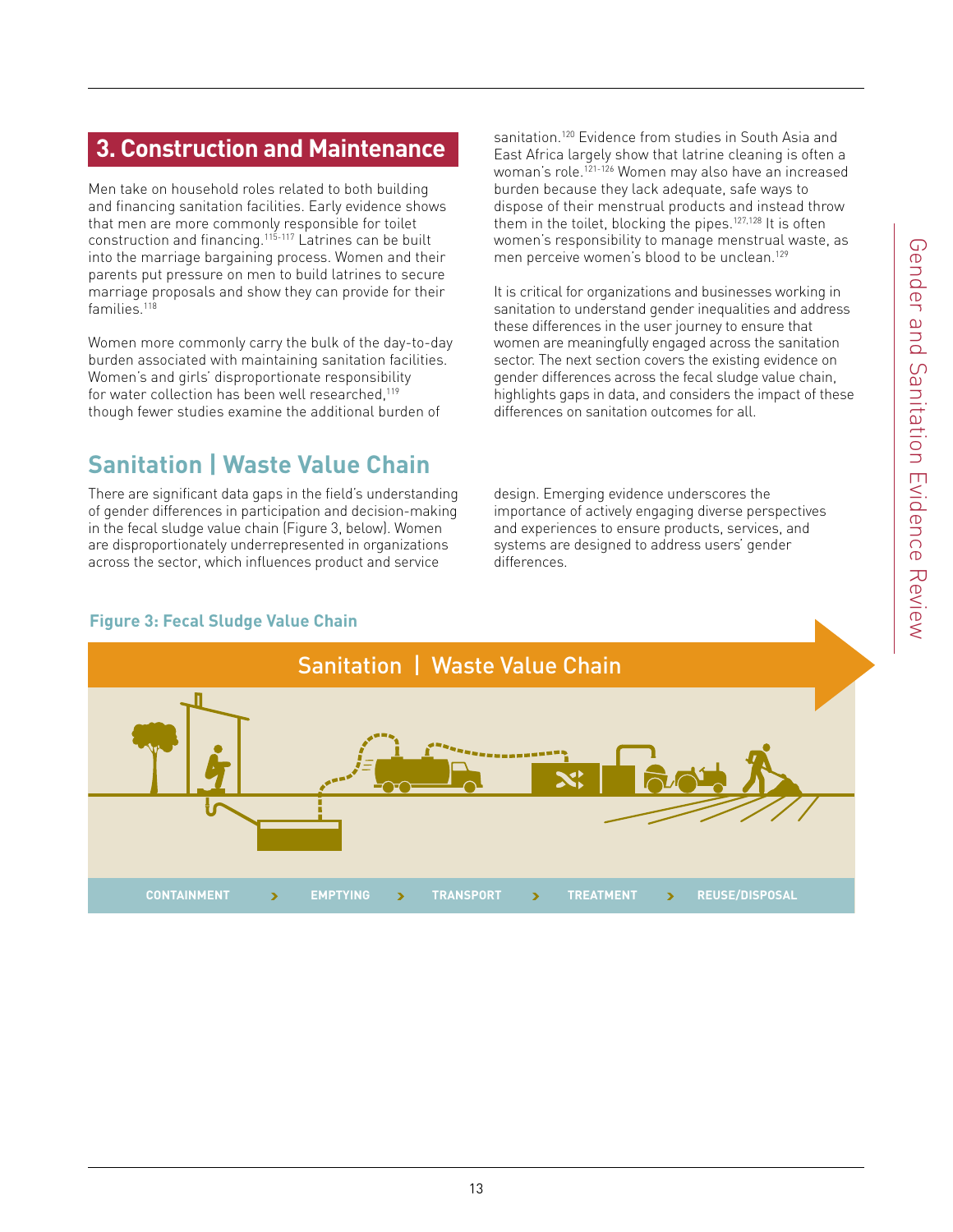## 3. Construction and Maintenance

Men take on household roles related to both building and financing sanitation facilities. Early evidence shows that men are more commonly responsible for toilet construction and financing.[115-117] Latrines can be built into the marriage bargaining process. Women and their parents put pressure on men to build latrines to secure marriage proposals and show they can provide for their families.[118]

Women more commonly carry the bulk of the day-to-day burden associated with maintaining sanitation facilities. Women's and girls' disproportionate responsibility for water collection has been well researched,[119] though fewer studies examine the additional burden of sanitation.[120] Evidence from studies in South Asia and East Africa largely show that latrine cleaning is often a woman's role.[121-126] Women may also have an increased burden because they lack adequate, safe ways to dispose of their menstrual products and instead throw them in the toilet, blocking the pipes.[127,128] It is often women's responsibility to manage menstrual waste, as men perceive women's blood to be unclean.[129]

It is critical for organizations and businesses working in sanitation to understand gender inequalities and address these differences in the user journey to ensure that women are meaningfully engaged across the sanitation sector. The next section covers the existing evidence on gender differences across the fecal sludge value chain, highlights gaps in data, and considers the impact of these differences on sanitation outcomes for all.

## Sanitation | Waste Value Chain

There are significant data gaps in the field's understanding of gender differences in participation and decision-making in the fecal sludge value chain (Figure 3, below). Women are disproportionately underrepresented in organizations across the sector, which influences product and service design. Emerging evidence underscores the importance of actively engaging diverse perspectives and experiences to ensure products, services, and systems are designed to address users' gender differences.

**Figure 3: Fecal Sludge Value Chain**

Sanitation | Waste Value Chain

CONTAINMENT › EMPTYING › TRANSPORT › TREATMENT › REUSE/DISPOSAL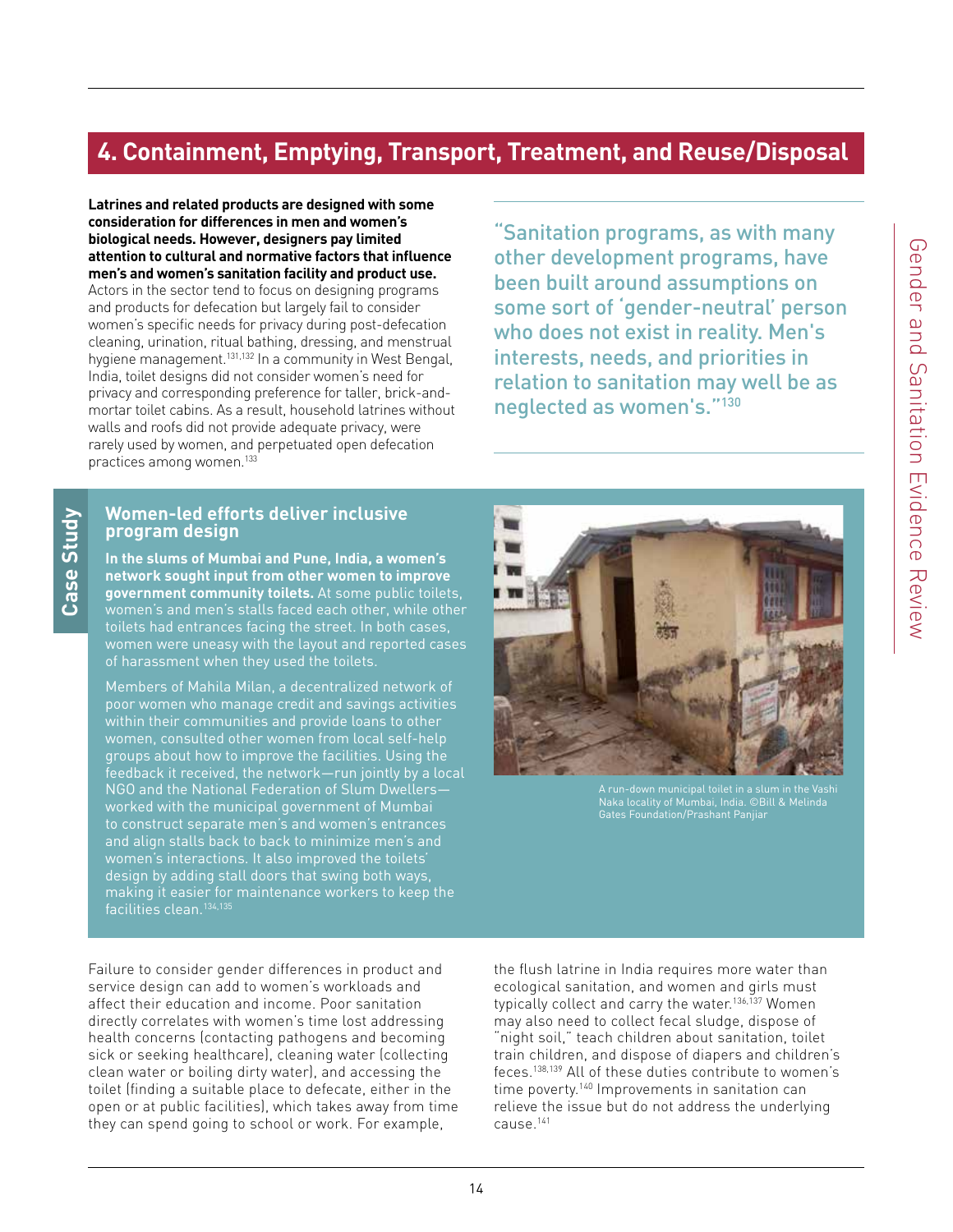## 4. Containment, Emptying, Transport, Treatment, and Reuse/Disposal

**Latrines and related products are designed with some consideration for differences in men and women's biological needs. However, designers pay limited attention to cultural and normative factors that influence men's and women's sanitation facility and product use.** Actors in the sector tend to focus on designing programs and products for defecation but largely fail to consider women's specific needs for privacy during post-defecation cleaning, urination, ritual bathing, dressing, and menstrual hygiene management.[131,132] In a community in West Bengal, India, toilet designs did not consider women's need for privacy and corresponding preference for taller, brick-and-mortar toilet cabins. As a result, household latrines without walls and roofs did not provide adequate privacy, were rarely used by women, and perpetuated open defecation practices among women.[133]

> "Sanitation programs, as with many other development programs, have been built around assumptions on some sort of 'gender-neutral' person who does not exist in reality. Men's interests, needs, and priorities in relation to sanitation may well be as neglected as women's."[130]

### Case Study

#### Women-led efforts deliver inclusive program design

**In the slums of Mumbai and Pune, India, a women's network sought input from other women to improve government community toilets.** At some public toilets, women's and men's stalls faced each other, while other toilets had entrances facing the street. In both cases, women were uneasy with the layout and reported cases of harassment when they used the toilets.

Members of Mahila Milan, a decentralized network of poor women who manage credit and savings activities within their communities and provide loans to other women, consulted other women from local self-help groups about how to improve the facilities. Using the feedback it received, the network—run jointly by a local NGO and the National Federation of Slum Dwellers—worked with the municipal government of Mumbai to construct separate men's and women's entrances and align stalls back to back to minimize men's and women's interactions. It also improved the toilets' design by adding stall doors that swing both ways, making it easier for maintenance workers to keep the facilities clean.[134,135]

A run-down municipal toilet in a slum in the Vashi Naka locality of Mumbai, India. ©Bill & Melinda Gates Foundation/Prashant Panjiar

Failure to consider gender differences in product and service design can add to women's workloads and affect their education and income. Poor sanitation directly correlates with women's time lost addressing health concerns (contacting pathogens and becoming sick or seeking healthcare), cleaning water (collecting clean water or boiling dirty water), and accessing the toilet (finding a suitable place to defecate, either in the open or at public facilities), which takes away from time they can spend going to school or work. For example, the flush latrine in India requires more water than ecological sanitation, and women and girls must typically collect and carry the water.[136,137] Women may also need to collect fecal sludge, dispose of "night soil," teach children about sanitation, toilet train children, and dispose of diapers and children's feces.[138,139] All of these duties contribute to women's time poverty.[140] Improvements in sanitation can relieve the issue but do not address the underlying cause.[141]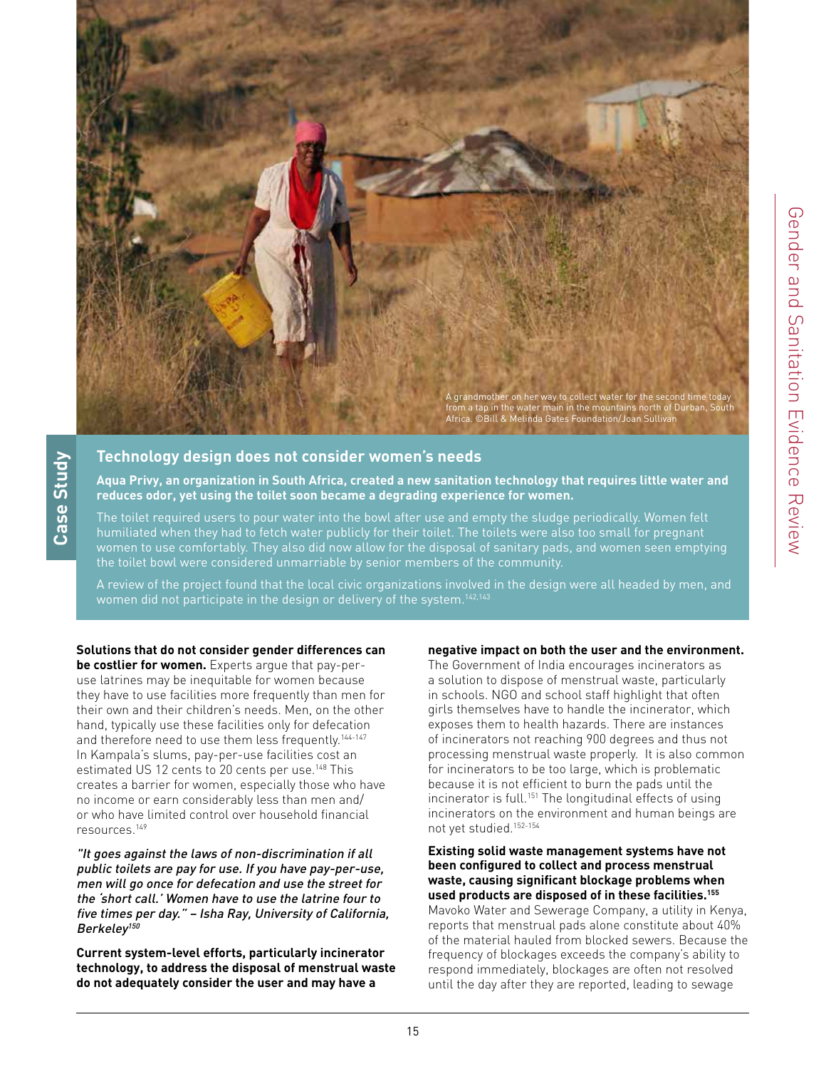A grandmother on her way to collect water for the second time today from a tap in the water main in the mountains north of Durban, South Africa. ©Bill & Melinda Gates Foundation/Joan Sullivan

Case Study

## Technology design does not consider women's needs

**Aqua Privy, an organization in South Africa, created a new sanitation technology that requires little water and reduces odor, yet using the toilet soon became a degrading experience for women.**

The toilet required users to pour water into the bowl after use and empty the sludge periodically. Women felt humiliated when they had to fetch water publicly for their toilet. The toilets were also too small for pregnant women to use comfortably. They also did now allow for the disposal of sanitary pads, and women seen emptying the toilet bowl were considered unmarriable by senior members of the community.

A review of the project found that the local civic organizations involved in the design were all headed by men, and women did not participate in the design or delivery of the system.[142,143]

**Solutions that do not consider gender differences can be costlier for women.** Experts argue that pay-per-use latrines may be inequitable for women because they have to use facilities more frequently than men for their own and their children's needs. Men, on the other hand, typically use these facilities only for defecation and therefore need to use them less frequently.[144-147] In Kampala's slums, pay-per-use facilities cost an estimated US 12 cents to 20 cents per use.[148] This creates a barrier for women, especially those who have no income or earn considerably less than men and/or who have limited control over household financial resources.[149]

*"It goes against the laws of non-discrimination if all public toilets are pay for use. If you have pay-per-use, men will go once for defecation and use the street for the 'short call.' Women have to use the latrine four to five times per day." – Isha Ray, University of California, Berkeley[150]*

**Current system-level efforts, particularly incinerator technology, to address the disposal of menstrual waste do not adequately consider the user and may have a negative impact on both the user and the environment.** The Government of India encourages incinerators as a solution to dispose of menstrual waste, particularly in schools. NGO and school staff highlight that often girls themselves have to handle the incinerator, which exposes them to health hazards. There are instances of incinerators not reaching 900 degrees and thus not processing menstrual waste properly. It is also common for incinerators to be too large, which is problematic because it is not efficient to burn the pads until the incinerator is full.[151] The longitudinal effects of using incinerators on the environment and human beings are not yet studied.[152-154]

**Existing solid waste management systems have not been configured to collect and process menstrual waste, causing significant blockage problems when used products are disposed of in these facilities.[155]** Mavoko Water and Sewerage Company, a utility in Kenya, reports that menstrual pads alone constitute about 40% of the material hauled from blocked sewers. Because the frequency of blockages exceeds the company's ability to respond immediately, blockages are often not resolved until the day after they are reported, leading to sewage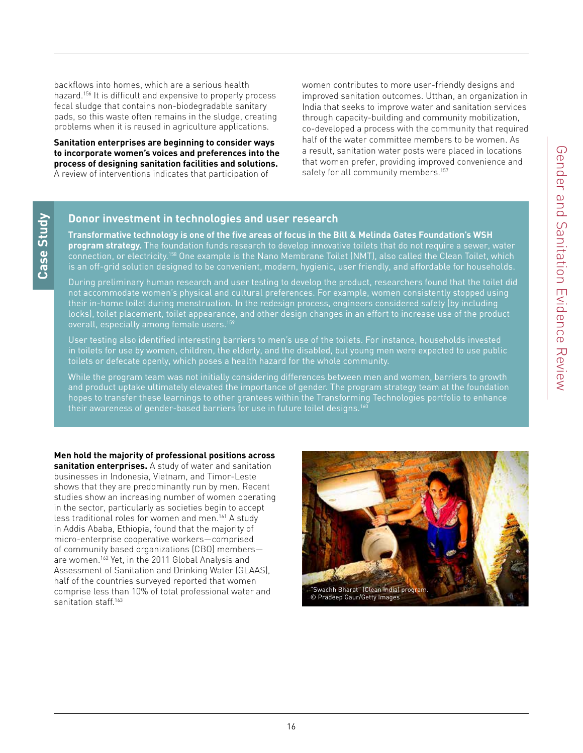backflows into homes, which are a serious health hazard.[156] It is difficult and expensive to properly process fecal sludge that contains non-biodegradable sanitary pads, so this waste often remains in the sludge, creating problems when it is reused in agriculture applications.

**Sanitation enterprises are beginning to consider ways to incorporate women's voices and preferences into the process of designing sanitation facilities and solutions.** A review of interventions indicates that participation of women contributes to more user-friendly designs and improved sanitation outcomes. Utthan, an organization in India that seeks to improve water and sanitation services through capacity-building and community mobilization, co-developed a process with the community that required half of the water committee members to be women. As a result, sanitation water posts were placed in locations that women prefer, providing improved convenience and safety for all community members.[157]

## Case Study

### Donor investment in technologies and user research

**Transformative technology is one of the five areas of focus in the Bill & Melinda Gates Foundation's WSH program strategy.** The foundation funds research to develop innovative toilets that do not require a sewer, water connection, or electricity.[158] One example is the Nano Membrane Toilet (NMT), also called the Clean Toilet, which is an off-grid solution designed to be convenient, modern, hygienic, user friendly, and affordable for households.

During preliminary human research and user testing to develop the product, researchers found that the toilet did not accommodate women's physical and cultural preferences. For example, women consistently stopped using their in-home toilet during menstruation. In the redesign process, engineers considered safety (by including locks), toilet placement, toilet appearance, and other design changes in an effort to increase use of the product overall, especially among female users.[159]

User testing also identified interesting barriers to men's use of the toilets. For instance, households invested in toilets for use by women, children, the elderly, and the disabled, but young men were expected to use public toilets or defecate openly, which poses a health hazard for the whole community.

While the program team was not initially considering differences between men and women, barriers to growth and product uptake ultimately elevated the importance of gender. The program strategy team at the foundation hopes to transfer these learnings to other grantees within the Transforming Technologies portfolio to enhance their awareness of gender-based barriers for use in future toilet designs.[160]

**Men hold the majority of professional positions across sanitation enterprises.** A study of water and sanitation businesses in Indonesia, Vietnam, and Timor-Leste shows that they are predominantly run by men. Recent studies show an increasing number of women operating in the sector, particularly as societies begin to accept less traditional roles for women and men.[161] A study in Addis Ababa, Ethiopia, found that the majority of micro-enterprise cooperative workers—comprised of community based organizations (CBO) members—are women.[162] Yet, in the 2011 Global Analysis and Assessment of Sanitation and Drinking Water (GLAAS), half of the countries surveyed reported that women comprise less than 10% of total professional water and sanitation staff.[163]

"Swachh Bharat" (Clean India) program.
© Pradeep Gaur/Getty Images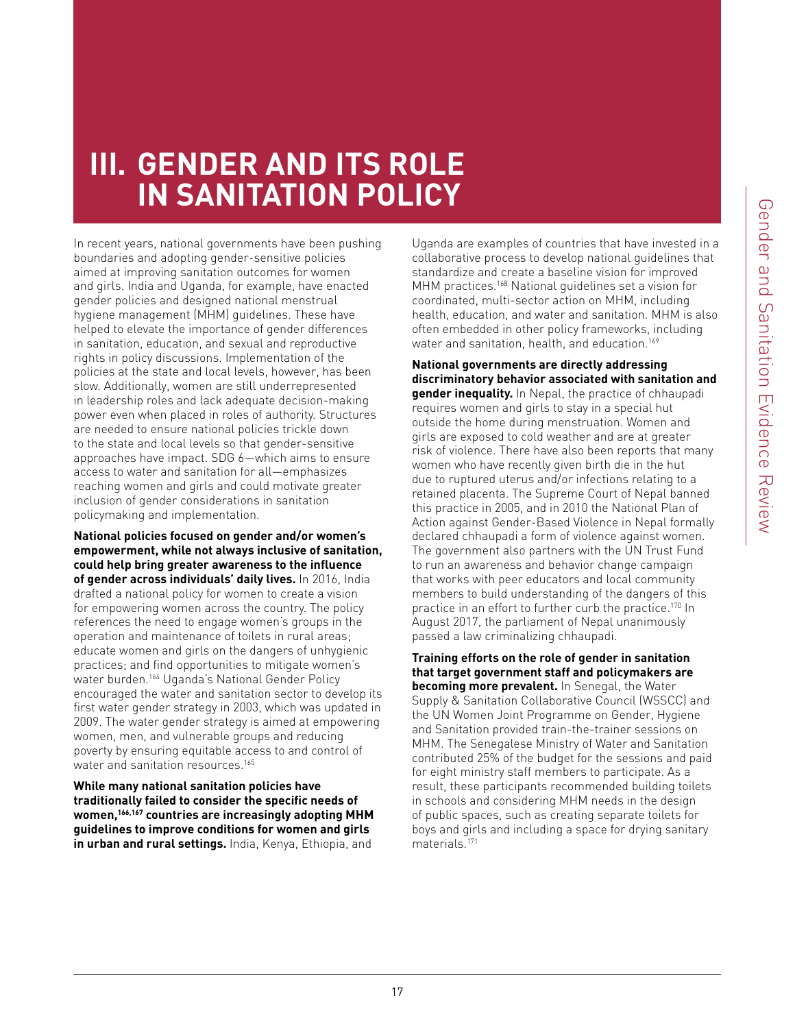# III. GENDER AND ITS ROLE IN SANITATION POLICY

In recent years, national governments have been pushing boundaries and adopting gender-sensitive policies aimed at improving sanitation outcomes for women and girls. India and Uganda, for example, have enacted gender policies and designed national menstrual hygiene management (MHM) guidelines. These have helped to elevate the importance of gender differences in sanitation, education, and sexual and reproductive rights in policy discussions. Implementation of the policies at the state and local levels, however, has been slow. Additionally, women are still underrepresented in leadership roles and lack adequate decision-making power even when placed in roles of authority. Structures are needed to ensure national policies trickle down to the state and local levels so that gender-sensitive approaches have impact. SDG 6—which aims to ensure access to water and sanitation for all—emphasizes reaching women and girls and could motivate greater inclusion of gender considerations in sanitation policymaking and implementation.

**National policies focused on gender and/or women's empowerment, while not always inclusive of sanitation, could help bring greater awareness to the influence of gender across individuals' daily lives.** In 2016, India drafted a national policy for women to create a vision for empowering women across the country. The policy references the need to engage women's groups in the operation and maintenance of toilets in rural areas; educate women and girls on the dangers of unhygienic practices; and find opportunities to mitigate women's water burden.[164] Uganda's National Gender Policy encouraged the water and sanitation sector to develop its first water gender strategy in 2003, which was updated in 2009. The water gender strategy is aimed at empowering women, men, and vulnerable groups and reducing poverty by ensuring equitable access to and control of water and sanitation resources.[165]

**While many national sanitation policies have traditionally failed to consider the specific needs of women,[166,167] countries are increasingly adopting MHM guidelines to improve conditions for women and girls in urban and rural settings.** India, Kenya, Ethiopia, and Uganda are examples of countries that have invested in a collaborative process to develop national guidelines that standardize and create a baseline vision for improved MHM practices.[168] National guidelines set a vision for coordinated, multi-sector action on MHM, including health, education, and water and sanitation. MHM is also often embedded in other policy frameworks, including water and sanitation, health, and education.[169]

**National governments are directly addressing discriminatory behavior associated with sanitation and gender inequality.** In Nepal, the practice of chhaupadi requires women and girls to stay in a special hut outside the home during menstruation. Women and girls are exposed to cold weather and are at greater risk of violence. There have also been reports that many women who have recently given birth die in the hut due to ruptured uterus and/or infections relating to a retained placenta. The Supreme Court of Nepal banned this practice in 2005, and in 2010 the National Plan of Action against Gender-Based Violence in Nepal formally declared chhaupadi a form of violence against women. The government also partners with the UN Trust Fund to run an awareness and behavior change campaign that works with peer educators and local community members to build understanding of the dangers of this practice in an effort to further curb the practice.[170] In August 2017, the parliament of Nepal unanimously passed a law criminalizing chhaupadi.

**Training efforts on the role of gender in sanitation that target government staff and policymakers are becoming more prevalent.** In Senegal, the Water Supply & Sanitation Collaborative Council (WSSCC) and the UN Women Joint Programme on Gender, Hygiene and Sanitation provided train-the-trainer sessions on MHM. The Senegalese Ministry of Water and Sanitation contributed 25% of the budget for the sessions and paid for eight ministry staff members to participate. As a result, these participants recommended building toilets in schools and considering MHM needs in the design of public spaces, such as creating separate toilets for boys and girls and including a space for drying sanitary materials.[171]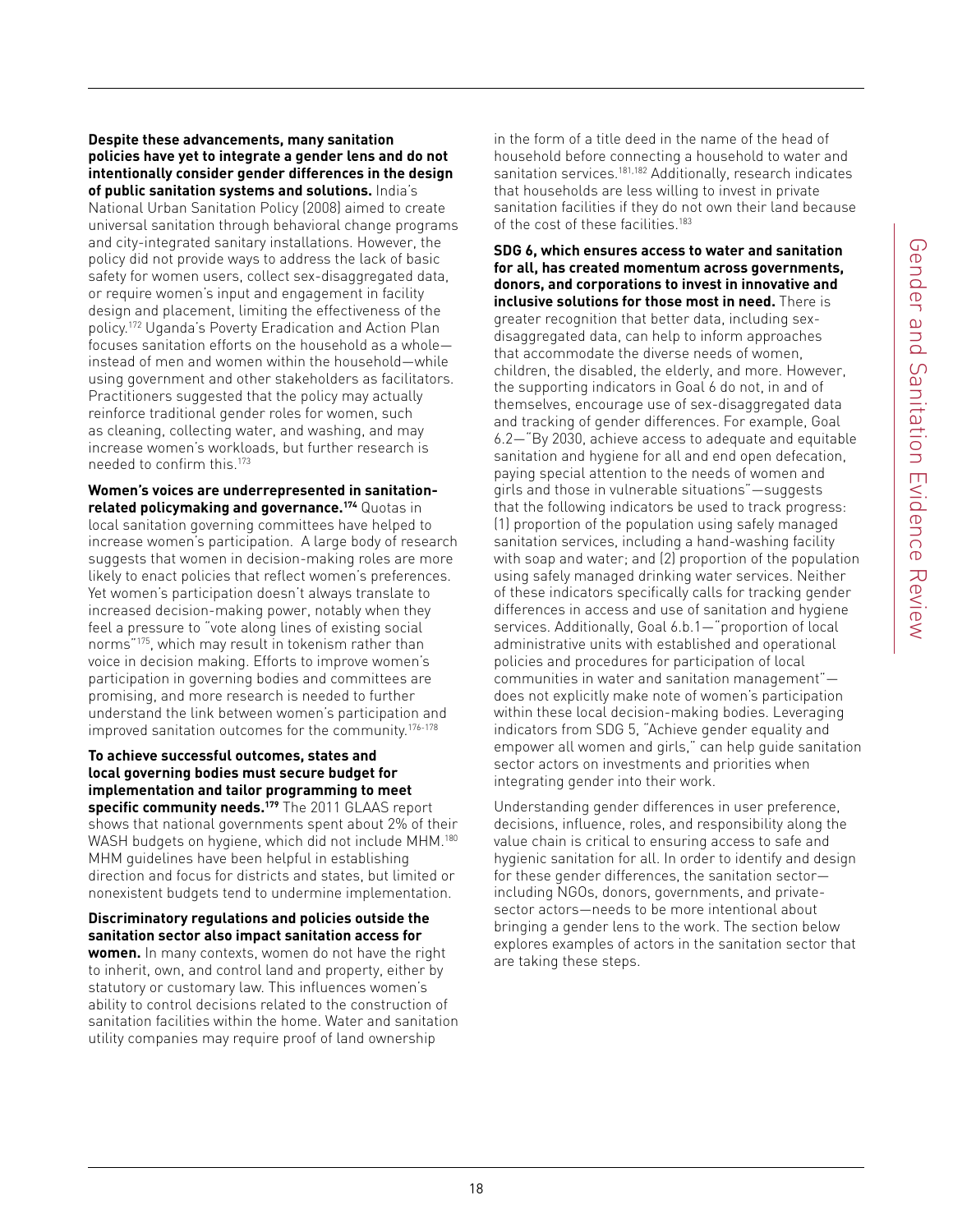**Despite these advancements, many sanitation policies have yet to integrate a gender lens and do not intentionally consider gender differences in the design of public sanitation systems and solutions.** India's National Urban Sanitation Policy (2008) aimed to create universal sanitation through behavioral change programs and city-integrated sanitary installations. However, the policy did not provide ways to address the lack of basic safety for women users, collect sex-disaggregated data, or require women's input and engagement in facility design and placement, limiting the effectiveness of the policy.[172] Uganda's Poverty Eradication and Action Plan focuses sanitation efforts on the household as a whole—instead of men and women within the household—while using government and other stakeholders as facilitators. Practitioners suggested that the policy may actually reinforce traditional gender roles for women, such as cleaning, collecting water, and washing, and may increase women's workloads, but further research is needed to confirm this.[173]

**Women's voices are underrepresented in sanitation-related policymaking and governance.[174]** Quotas in local sanitation governing committees have helped to increase women's participation. A large body of research suggests that women in decision-making roles are more likely to enact policies that reflect women's preferences. Yet women's participation doesn't always translate to increased decision-making power, notably when they feel a pressure to "vote along lines of existing social norms"[175], which may result in tokenism rather than voice in decision making. Efforts to improve women's participation in governing bodies and committees are promising, and more research is needed to further understand the link between women's participation and improved sanitation outcomes for the community.[176-178]

**To achieve successful outcomes, states and local governing bodies must secure budget for implementation and tailor programming to meet specific community needs.[179]** The 2011 GLAAS report shows that national governments spent about 2% of their WASH budgets on hygiene, which did not include MHM.[180] MHM guidelines have been helpful in establishing direction and focus for districts and states, but limited or nonexistent budgets tend to undermine implementation.

**Discriminatory regulations and policies outside the sanitation sector also impact sanitation access for women.** In many contexts, women do not have the right to inherit, own, and control land and property, either by statutory or customary law. This influences women's ability to control decisions related to the construction of sanitation facilities within the home. Water and sanitation utility companies may require proof of land ownership in the form of a title deed in the name of the head of household before connecting a household to water and sanitation services.[181,182] Additionally, research indicates that households are less willing to invest in private sanitation facilities if they do not own their land because of the cost of these facilities.[183]

**SDG 6, which ensures access to water and sanitation for all, has created momentum across governments, donors, and corporations to invest in innovative and inclusive solutions for those most in need.** There is greater recognition that better data, including sex-disaggregated data, can help to inform approaches that accommodate the diverse needs of women, children, the disabled, the elderly, and more. However, the supporting indicators in Goal 6 do not, in and of themselves, encourage use of sex-disaggregated data and tracking of gender differences. For example, Goal 6.2—"By 2030, achieve access to adequate and equitable sanitation and hygiene for all and end open defecation, paying special attention to the needs of women and girls and those in vulnerable situations"—suggests that the following indicators be used to track progress: (1) proportion of the population using safely managed sanitation services, including a hand-washing facility with soap and water; and (2) proportion of the population using safely managed drinking water services. Neither of these indicators specifically calls for tracking gender differences in access and use of sanitation and hygiene services. Additionally, Goal 6.b.1—"proportion of local administrative units with established and operational policies and procedures for participation of local communities in water and sanitation management"—does not explicitly make note of women's participation within these local decision-making bodies. Leveraging indicators from SDG 5, "Achieve gender equality and empower all women and girls," can help guide sanitation sector actors on investments and priorities when integrating gender into their work.

Understanding gender differences in user preference, decisions, influence, roles, and responsibility along the value chain is critical to ensuring access to safe and hygienic sanitation for all. In order to identify and design for these gender differences, the sanitation sector—including NGOs, donors, governments, and private-sector actors—needs to be more intentional about bringing a gender lens to the work. The section below explores examples of actors in the sanitation sector that are taking these steps.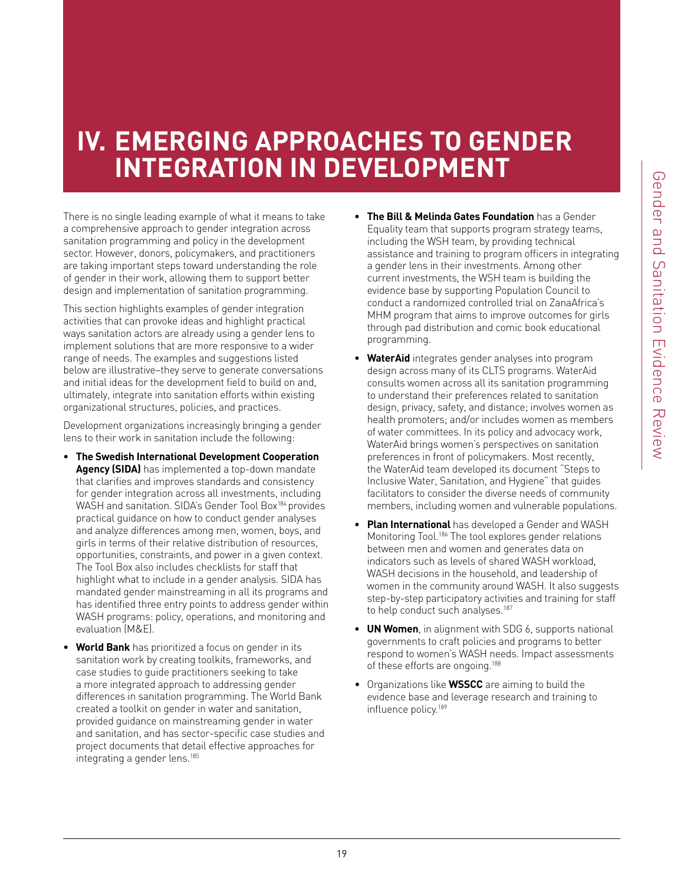# IV. EMERGING APPROACHES TO GENDER INTEGRATION IN DEVELOPMENT

There is no single leading example of what it means to take a comprehensive approach to gender integration across sanitation programming and policy in the development sector. However, donors, policymakers, and practitioners are taking important steps toward understanding the role of gender in their work, allowing them to support better design and implementation of sanitation programming.

This section highlights examples of gender integration activities that can provoke ideas and highlight practical ways sanitation actors are already using a gender lens to implement solutions that are more responsive to a wider range of needs. The examples and suggestions listed below are illustrative–they serve to generate conversations and initial ideas for the development field to build on and, ultimately, integrate into sanitation efforts within existing organizational structures, policies, and practices.

Development organizations increasingly bringing a gender lens to their work in sanitation include the following:

- **The Swedish International Development Cooperation Agency (SIDA)** has implemented a top-down mandate that clarifies and improves standards and consistency for gender integration across all investments, including WASH and sanitation. SIDA's Gender Tool Box[184] provides practical guidance on how to conduct gender analyses and analyze differences among men, women, boys, and girls in terms of their relative distribution of resources, opportunities, constraints, and power in a given context. The Tool Box also includes checklists for staff that highlight what to include in a gender analysis. SIDA has mandated gender mainstreaming in all its programs and has identified three entry points to address gender within WASH programs: policy, operations, and monitoring and evaluation (M&E).
- **World Bank** has prioritized a focus on gender in its sanitation work by creating toolkits, frameworks, and case studies to guide practitioners seeking to take a more integrated approach to addressing gender differences in sanitation programming. The World Bank created a toolkit on gender in water and sanitation, provided guidance on mainstreaming gender in water and sanitation, and has sector-specific case studies and project documents that detail effective approaches for integrating a gender lens.[185]
- **The Bill & Melinda Gates Foundation** has a Gender Equality team that supports program strategy teams, including the WSH team, by providing technical assistance and training to program officers in integrating a gender lens in their investments. Among other current investments, the WSH team is building the evidence base by supporting Population Council to conduct a randomized controlled trial on ZanaAfrica's MHM program that aims to improve outcomes for girls through pad distribution and comic book educational programming.
- **WaterAid** integrates gender analyses into program design across many of its CLTS programs. WaterAid consults women across all its sanitation programming to understand their preferences related to sanitation design, privacy, safety, and distance; involves women as health promoters; and/or includes women as members of water committees. In its policy and advocacy work, WaterAid brings women's perspectives on sanitation preferences in front of policymakers. Most recently, the WaterAid team developed its document "Steps to Inclusive Water, Sanitation, and Hygiene" that guides facilitators to consider the diverse needs of community members, including women and vulnerable populations.
- **Plan International** has developed a Gender and WASH Monitoring Tool.[186] The tool explores gender relations between men and women and generates data on indicators such as levels of shared WASH workload, WASH decisions in the household, and leadership of women in the community around WASH. It also suggests step-by-step participatory activities and training for staff to help conduct such analyses.[187]
- **UN Women**, in alignment with SDG 6, supports national governments to craft policies and programs to better respond to women's WASH needs. Impact assessments of these efforts are ongoing.[188]
- Organizations like **WSSCC** are aiming to build the evidence base and leverage research and training to influence policy.[189]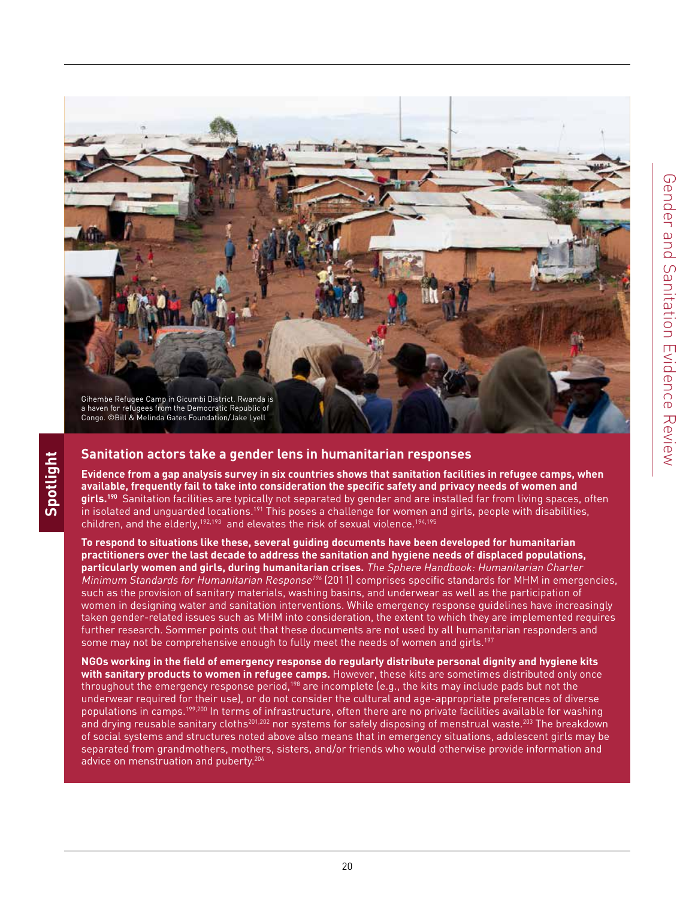Gihembe Refugee Camp in Gicumbi District. Rwanda is a haven for refugees from the Democratic Republic of Congo. ©Bill & Melinda Gates Foundation/Jake Lyell

Spotlight

## Sanitation actors take a gender lens in humanitarian responses

**Evidence from a gap analysis survey in six countries shows that sanitation facilities in refugee camps, when available, frequently fail to take into consideration the specific safety and privacy needs of women and girls.[190]** Sanitation facilities are typically not separated by gender and are installed far from living spaces, often in isolated and unguarded locations.[191] This poses a challenge for women and girls, people with disabilities, children, and the elderly,[192,193] and elevates the risk of sexual violence.[194,195]

**To respond to situations like these, several guiding documents have been developed for humanitarian practitioners over the last decade to address the sanitation and hygiene needs of displaced populations, particularly women and girls, during humanitarian crises.** *The Sphere Handbook: Humanitarian Charter Minimum Standards for Humanitarian Response*[196] (2011) comprises specific standards for MHM in emergencies, such as the provision of sanitary materials, washing basins, and underwear as well as the participation of women in designing water and sanitation interventions. While emergency response guidelines have increasingly taken gender-related issues such as MHM into consideration, the extent to which they are implemented requires further research. Sommer points out that these documents are not used by all humanitarian responders and some may not be comprehensive enough to fully meet the needs of women and girls.[197]

**NGOs working in the field of emergency response do regularly distribute personal dignity and hygiene kits with sanitary products to women in refugee camps.** However, these kits are sometimes distributed only once throughout the emergency response period,[198] are incomplete (e.g., the kits may include pads but not the underwear required for their use), or do not consider the cultural and age-appropriate preferences of diverse populations in camps.[199,200] In terms of infrastructure, often there are no private facilities available for washing and drying reusable sanitary cloths[201,202] nor systems for safely disposing of menstrual waste.[203] The breakdown of social systems and structures noted above also means that in emergency situations, adolescent girls may be separated from grandmothers, mothers, sisters, and/or friends who would otherwise provide information and advice on menstruation and puberty.[204]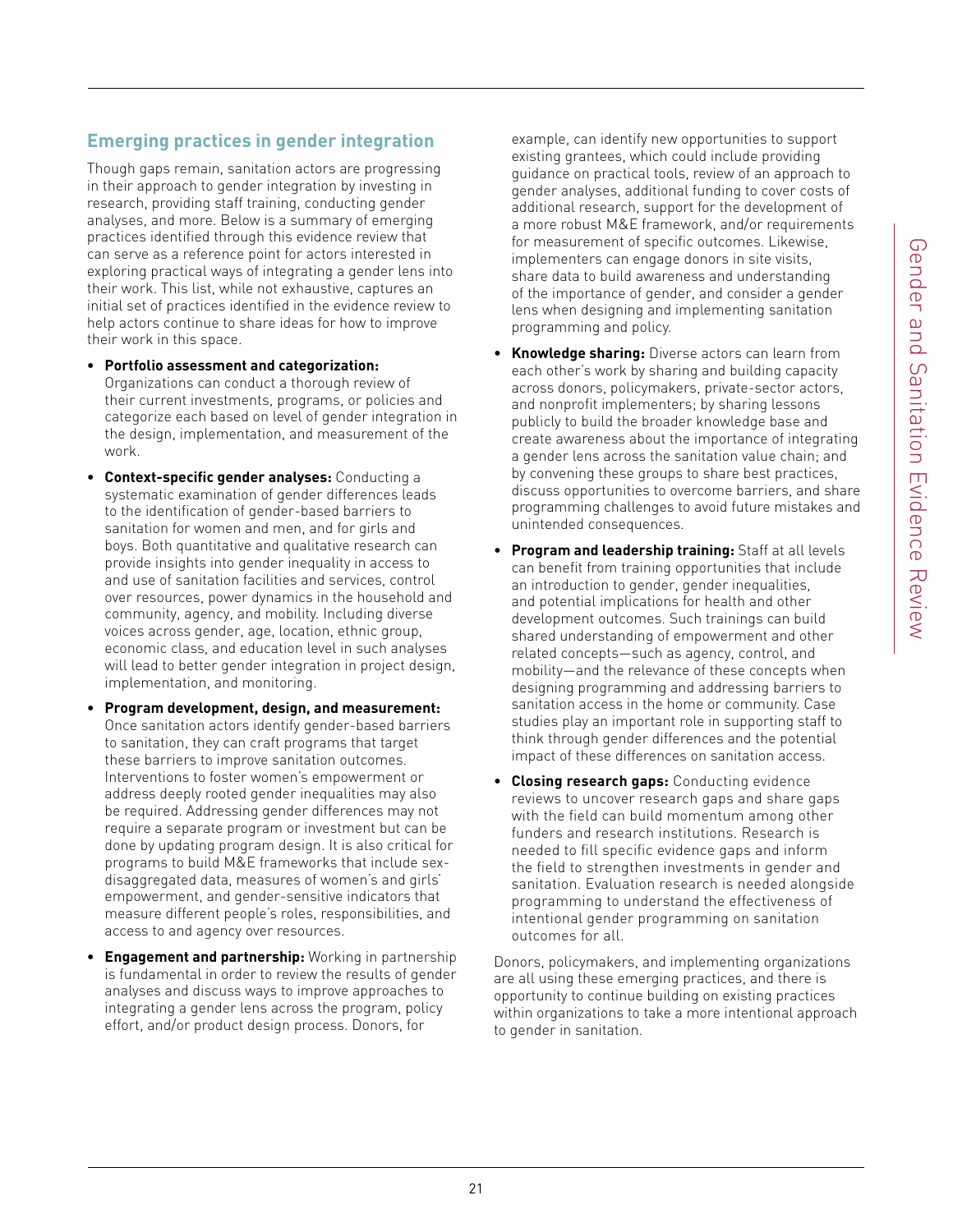## Emerging practices in gender integration

Though gaps remain, sanitation actors are progressing in their approach to gender integration by investing in research, providing staff training, conducting gender analyses, and more. Below is a summary of emerging practices identified through this evidence review that can serve as a reference point for actors interested in exploring practical ways of integrating a gender lens into their work. This list, while not exhaustive, captures an initial set of practices identified in the evidence review to help actors continue to share ideas for how to improve their work in this space.

- **Portfolio assessment and categorization:** Organizations can conduct a thorough review of their current investments, programs, or policies and categorize each based on level of gender integration in the design, implementation, and measurement of the work.
- **Context-specific gender analyses:** Conducting a systematic examination of gender differences leads to the identification of gender-based barriers to sanitation for women and men, and for girls and boys. Both quantitative and qualitative research can provide insights into gender inequality in access to and use of sanitation facilities and services, control over resources, power dynamics in the household and community, agency, and mobility. Including diverse voices across gender, age, location, ethnic group, economic class, and education level in such analyses will lead to better gender integration in project design, implementation, and monitoring.
- **Program development, design, and measurement:** Once sanitation actors identify gender-based barriers to sanitation, they can craft programs that target these barriers to improve sanitation outcomes. Interventions to foster women's empowerment or address deeply rooted gender inequalities may also be required. Addressing gender differences may not require a separate program or investment but can be done by updating program design. It is also critical for programs to build M&E frameworks that include sex-disaggregated data, measures of women's and girls' empowerment, and gender-sensitive indicators that measure different people's roles, responsibilities, and access to and agency over resources.
- **Engagement and partnership:** Working in partnership is fundamental in order to review the results of gender analyses and discuss ways to improve approaches to integrating a gender lens across the program, policy effort, and/or product design process. Donors, for example, can identify new opportunities to support existing grantees, which could include providing guidance on practical tools, review of an approach to gender analyses, additional funding to cover costs of additional research, support for the development of a more robust M&E framework, and/or requirements for measurement of specific outcomes. Likewise, implementers can engage donors in site visits, share data to build awareness and understanding of the importance of gender, and consider a gender lens when designing and implementing sanitation programming and policy.
- **Knowledge sharing:** Diverse actors can learn from each other's work by sharing and building capacity across donors, policymakers, private-sector actors, and nonprofit implementers; by sharing lessons publicly to build the broader knowledge base and create awareness about the importance of integrating a gender lens across the sanitation value chain; and by convening these groups to share best practices, discuss opportunities to overcome barriers, and share programming challenges to avoid future mistakes and unintended consequences.
- **Program and leadership training:** Staff at all levels can benefit from training opportunities that include an introduction to gender, gender inequalities, and potential implications for health and other development outcomes. Such trainings can build shared understanding of empowerment and other related concepts—such as agency, control, and mobility—and the relevance of these concepts when designing programming and addressing barriers to sanitation access in the home or community. Case studies play an important role in supporting staff to think through gender differences and the potential impact of these differences on sanitation access.
- **Closing research gaps:** Conducting evidence reviews to uncover research gaps and share gaps with the field can build momentum among other funders and research institutions. Research is needed to fill specific evidence gaps and inform the field to strengthen investments in gender and sanitation. Evaluation research is needed alongside programming to understand the effectiveness of intentional gender programming on sanitation outcomes for all.

Donors, policymakers, and implementing organizations are all using these emerging practices, and there is opportunity to continue building on existing practices within organizations to take a more intentional approach to gender in sanitation.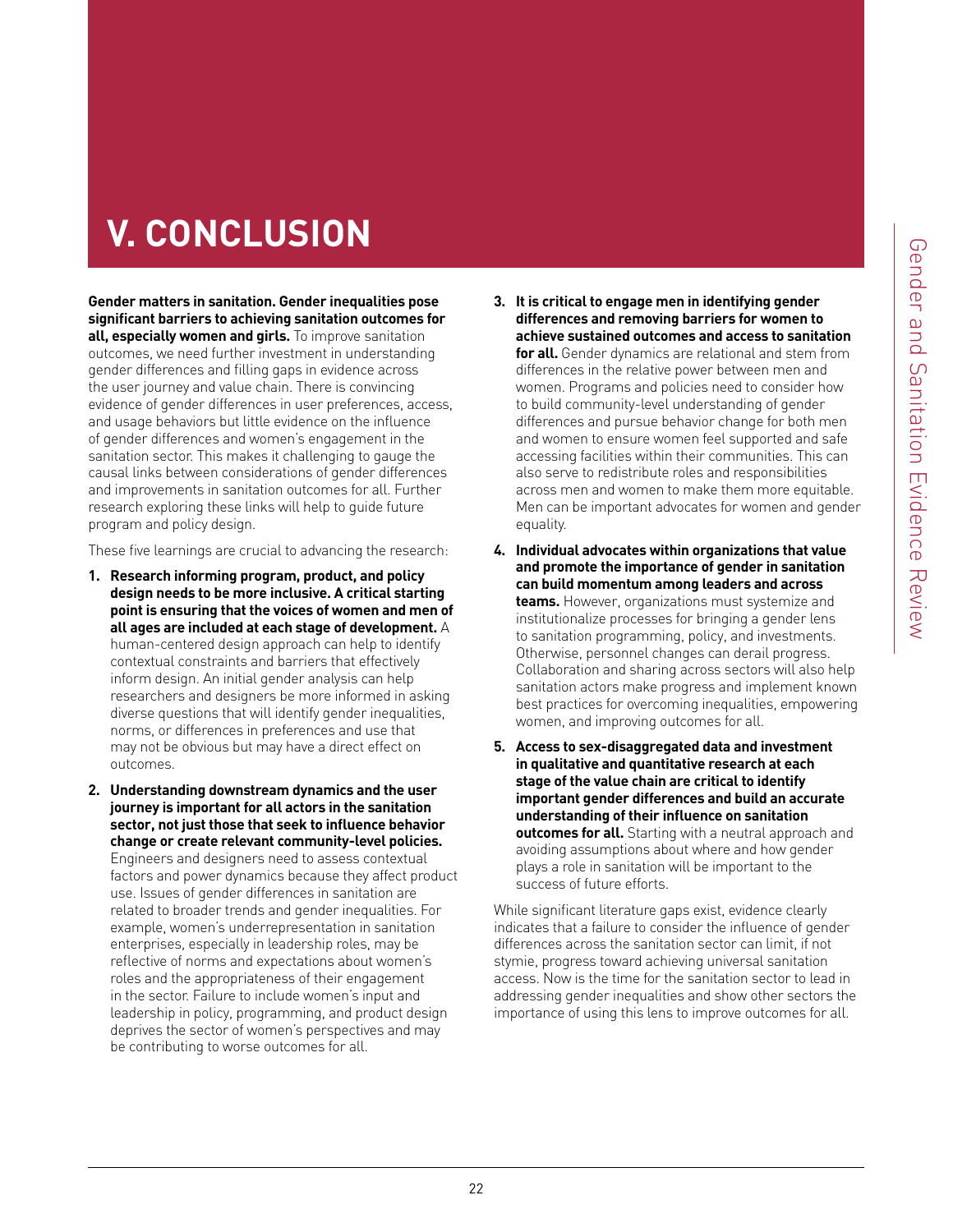# V. CONCLUSION

**Gender matters in sanitation. Gender inequalities pose significant barriers to achieving sanitation outcomes for all, especially women and girls.** To improve sanitation outcomes, we need further investment in understanding gender differences and filling gaps in evidence across the user journey and value chain. There is convincing evidence of gender differences in user preferences, access, and usage behaviors but little evidence on the influence of gender differences and women's engagement in the sanitation sector. This makes it challenging to gauge the causal links between considerations of gender differences and improvements in sanitation outcomes for all. Further research exploring these links will help to guide future program and policy design.

These five learnings are crucial to advancing the research:

1. **Research informing program, product, and policy design needs to be more inclusive. A critical starting point is ensuring that the voices of women and men of all ages are included at each stage of development.** A human-centered design approach can help to identify contextual constraints and barriers that effectively inform design. An initial gender analysis can help researchers and designers be more informed in asking diverse questions that will identify gender inequalities, norms, or differences in preferences and use that may not be obvious but may have a direct effect on outcomes.

2. **Understanding downstream dynamics and the user journey is important for all actors in the sanitation sector, not just those that seek to influence behavior change or create relevant community-level policies.** Engineers and designers need to assess contextual factors and power dynamics because they affect product use. Issues of gender differences in sanitation are related to broader trends and gender inequalities. For example, women's underrepresentation in sanitation enterprises, especially in leadership roles, may be reflective of norms and expectations about women's roles and the appropriateness of their engagement in the sector. Failure to include women's input and leadership in policy, programming, and product design deprives the sector of women's perspectives and may be contributing to worse outcomes for all.

3. **It is critical to engage men in identifying gender differences and removing barriers for women to achieve sustained outcomes and access to sanitation for all.** Gender dynamics are relational and stem from differences in the relative power between men and women. Programs and policies need to consider how to build community-level understanding of gender differences and pursue behavior change for both men and women to ensure women feel supported and safe accessing facilities within their communities. This can also serve to redistribute roles and responsibilities across men and women to make them more equitable. Men can be important advocates for women and gender equality.

4. **Individual advocates within organizations that value and promote the importance of gender in sanitation can build momentum among leaders and across teams.** However, organizations must systemize and institutionalize processes for bringing a gender lens to sanitation programming, policy, and investments. Otherwise, personnel changes can derail progress. Collaboration and sharing across sectors will also help sanitation actors make progress and implement known best practices for overcoming inequalities, empowering women, and improving outcomes for all.

5. **Access to sex-disaggregated data and investment in qualitative and quantitative research at each stage of the value chain are critical to identify important gender differences and build an accurate understanding of their influence on sanitation outcomes for all.** Starting with a neutral approach and avoiding assumptions about where and how gender plays a role in sanitation will be important to the success of future efforts.

While significant literature gaps exist, evidence clearly indicates that a failure to consider the influence of gender differences across the sanitation sector can limit, if not stymie, progress toward achieving universal sanitation access. Now is the time for the sanitation sector to lead in addressing gender inequalities and show other sectors the importance of using this lens to improve outcomes for all.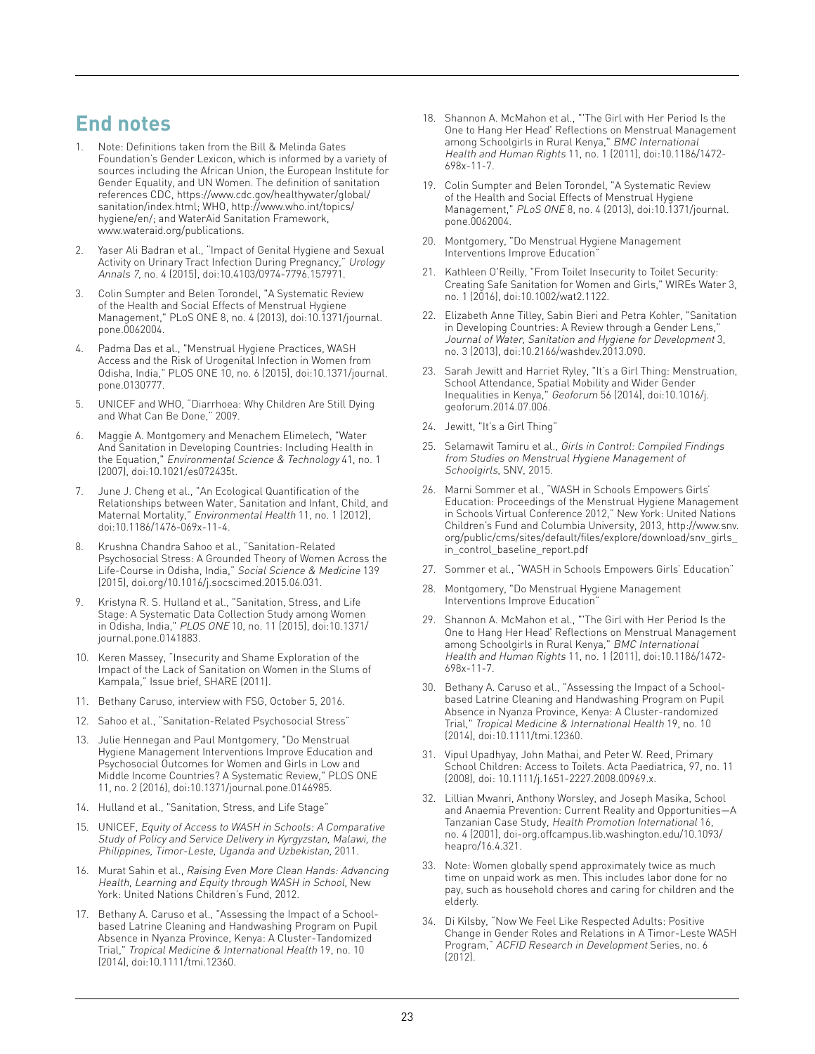## End notes

1. Note: Definitions taken from the Bill & Melinda Gates Foundation's Gender Lexicon, which is informed by a variety of sources including the African Union, the European Institute for Gender Equality, and UN Women. The definition of sanitation references CDC, https://www.cdc.gov/healthywater/global/sanitation/index.html; WHO, http://www.who.int/topics/hygiene/en/; and WaterAid Sanitation Framework, www.wateraid.org/publications.

2. Yaser Ali Badran et al., "Impact of Genital Hygiene and Sexual Activity on Urinary Tract Infection During Pregnancy," *Urology Annals 7*, no. 4 (2015), doi:10.4103/0974-7796.157971.

3. Colin Sumpter and Belen Torondel, "A Systematic Review of the Health and Social Effects of Menstrual Hygiene Management," PLoS ONE 8, no. 4 (2013), doi:10.1371/journal.pone.0062004.

4. Padma Das et al., "Menstrual Hygiene Practices, WASH Access and the Risk of Urogenital Infection in Women from Odisha, India," PLOS ONE 10, no. 6 (2015), doi:10.1371/journal.pone.0130777.

5. UNICEF and WHO, "Diarrhoea: Why Children Are Still Dying and What Can Be Done," 2009.

6. Maggie A. Montgomery and Menachem Elimelech, "Water And Sanitation in Developing Countries: Including Health in the Equation," *Environmental Science & Technology* 41, no. 1 (2007), doi:10.1021/es072435t.

7. June J. Cheng et al., "An Ecological Quantification of the Relationships between Water, Sanitation and Infant, Child, and Maternal Mortality," *Environmental Health* 11, no. 1 (2012), doi:10.1186/1476-069x-11-4.

8. Krushna Chandra Sahoo et al., "Sanitation-Related Psychosocial Stress: A Grounded Theory of Women Across the Life-Course in Odisha, India," *Social Science & Medicine* 139 (2015), doi.org/10.1016/j.socscimed.2015.06.031.

9. Kristyna R. S. Hulland et al., "Sanitation, Stress, and Life Stage: A Systematic Data Collection Study among Women in Odisha, India," *PLOS ONE* 10, no. 11 (2015), doi:10.1371/journal.pone.0141883.

10. Keren Massey, "Insecurity and Shame Exploration of the Impact of the Lack of Sanitation on Women in the Slums of Kampala," Issue brief, SHARE (2011).

11. Bethany Caruso, interview with FSG, October 5, 2016.

12. Sahoo et al., "Sanitation-Related Psychosocial Stress"

13. Julie Hennegan and Paul Montgomery, "Do Menstrual Hygiene Management Interventions Improve Education and Psychosocial Outcomes for Women and Girls in Low and Middle Income Countries? A Systematic Review," PLOS ONE 11, no. 2 (2016), doi:10.1371/journal.pone.0146985.

14. Hulland et al., "Sanitation, Stress, and Life Stage"

15. UNICEF, *Equity of Access to WASH in Schools: A Comparative Study of Policy and Service Delivery in Kyrgyzstan, Malawi, the Philippines, Timor-Leste, Uganda and Uzbekistan*, 2011.

16. Murat Sahin et al., *Raising Even More Clean Hands: Advancing Health, Learning and Equity through WASH in School*, New York: United Nations Children's Fund, 2012.

17. Bethany A. Caruso et al., "Assessing the Impact of a School-based Latrine Cleaning and Handwashing Program on Pupil Absence in Nyanza Province, Kenya: A Cluster-Tandomized Trial," *Tropical Medicine & International Health* 19, no. 10 (2014), doi:10.1111/tmi.12360.

18. Shannon A. McMahon et al., "'The Girl with Her Period Is the One to Hang Her Head' Reflections on Menstrual Management among Schoolgirls in Rural Kenya," *BMC International Health and Human Rights* 11, no. 1 (2011), doi:10.1186/1472-698x-11-7.

19. Colin Sumpter and Belen Torondel, "A Systematic Review of the Health and Social Effects of Menstrual Hygiene Management," *PLoS ONE* 8, no. 4 (2013), doi:10.1371/journal.pone.0062004.

20. Montgomery, "Do Menstrual Hygiene Management Interventions Improve Education"

21. Kathleen O'Reilly, "From Toilet Insecurity to Toilet Security: Creating Safe Sanitation for Women and Girls," WIREs Water 3, no. 1 (2016), doi:10.1002/wat2.1122.

22. Elizabeth Anne Tilley, Sabin Bieri and Petra Kohler, "Sanitation in Developing Countries: A Review through a Gender Lens," *Journal of Water, Sanitation and Hygiene for Development* 3, no. 3 (2013), doi:10.2166/washdev.2013.090.

23. Sarah Jewitt and Harriet Ryley, "It's a Girl Thing: Menstruation, School Attendance, Spatial Mobility and Wider Gender Inequalities in Kenya," *Geoforum* 56 (2014), doi:10.1016/j.geoforum.2014.07.006.

24. Jewitt, "It's a Girl Thing"

25. Selamawit Tamiru et al., *Girls in Control: Compiled Findings from Studies on Menstrual Hygiene Management of Schoolgirls*, SNV, 2015.

26. Marni Sommer et al., "WASH in Schools Empowers Girls' Education: Proceedings of the Menstrual Hygiene Management in Schools Virtual Conference 2012," New York: United Nations Children's Fund and Columbia University, 2013, http://www.snv.org/public/cms/sites/default/files/explore/download/snv_girls_in_control_baseline_report.pdf

27. Sommer et al., "WASH in Schools Empowers Girls' Education"

28. Montgomery, "Do Menstrual Hygiene Management Interventions Improve Education"

29. Shannon A. McMahon et al., "'The Girl with Her Period Is the One to Hang Her Head' Reflections on Menstrual Management among Schoolgirls in Rural Kenya," *BMC International Health and Human Rights* 11, no. 1 (2011), doi:10.1186/1472-698x-11-7.

30. Bethany A. Caruso et al., "Assessing the Impact of a School-based Latrine Cleaning and Handwashing Program on Pupil Absence in Nyanza Province, Kenya: A Cluster-randomized Trial," *Tropical Medicine & International Health* 19, no. 10 (2014), doi:10.1111/tmi.12360.

31. Vipul Upadhyay, John Mathai, and Peter W. Reed, Primary School Children: Access to Toilets. Acta Paediatrica, 97, no. 11 (2008), doi: 10.1111/j.1651-2227.2008.00969.x.

32. Lillian Mwanri, Anthony Worsley, and Joseph Masika, School and Anaemia Prevention: Current Reality and Opportunities—A Tanzanian Case Study, *Health Promotion International* 16, no. 4 (2001), doi-org.offcampus.lib.washington.edu/10.1093/heapro/16.4.321.

33. Note: Women globally spend approximately twice as much time on unpaid work as men. This includes labor done for no pay, such as household chores and caring for children and the elderly.

34. Di Kilsby, "Now We Feel Like Respected Adults: Positive Change in Gender Roles and Relations in A Timor-Leste WASH Program," *ACFID Research in Development* Series, no. 6 (2012).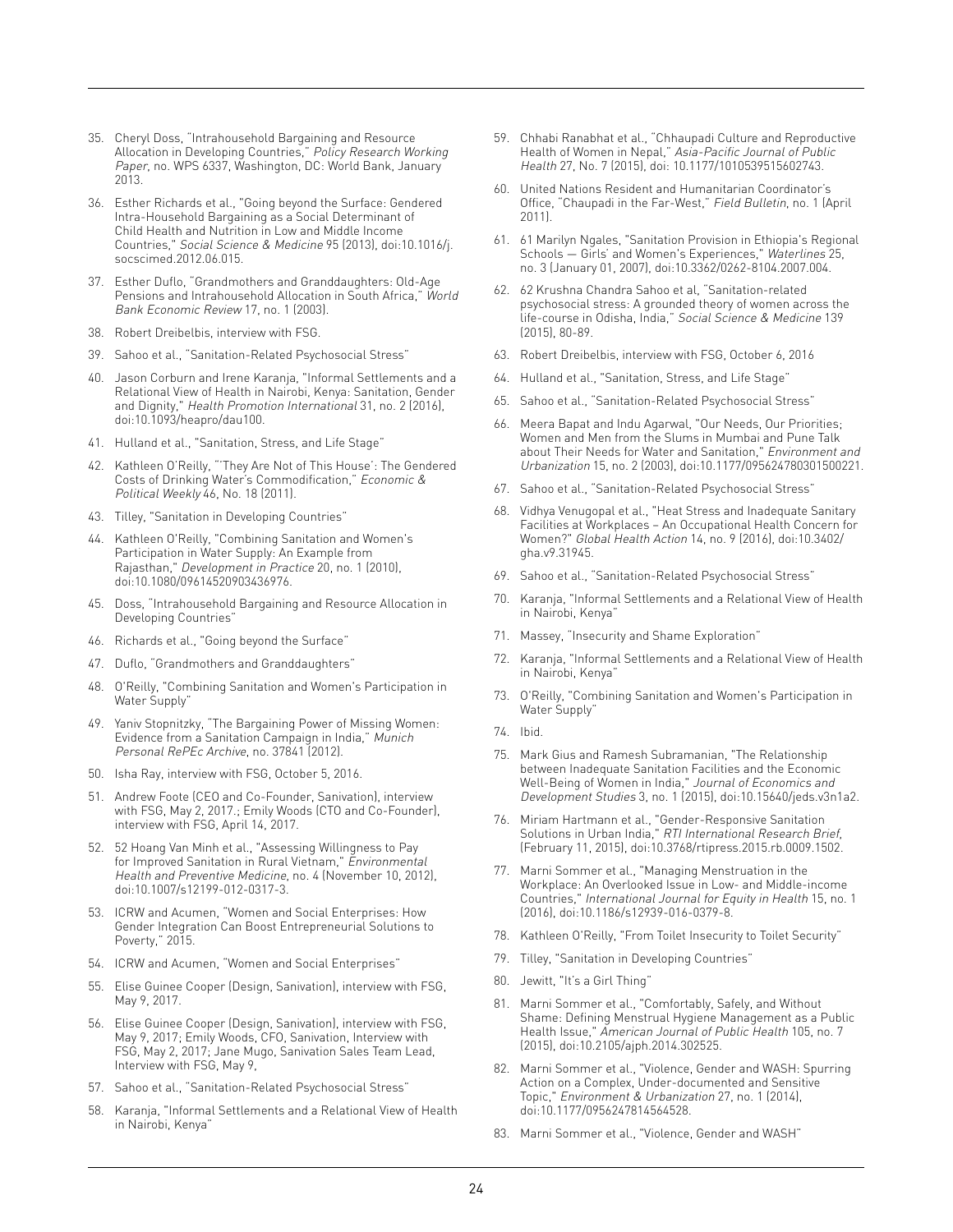35. Cheryl Doss, "Intrahousehold Bargaining and Resource Allocation in Developing Countries," *Policy Research Working Paper*, no. WPS 6337, Washington, DC: World Bank, January 2013.
36. Esther Richards et al., "Going beyond the Surface: Gendered Intra-Household Bargaining as a Social Determinant of Child Health and Nutrition in Low and Middle Income Countries," *Social Science & Medicine* 95 (2013), doi:10.1016/j.socscimed.2012.06.015.
37. Esther Duflo, "Grandmothers and Granddaughters: Old-Age Pensions and Intrahousehold Allocation in South Africa," *World Bank Economic Review* 17, no. 1 (2003).
38. Robert Dreibelbis, interview with FSG.
39. Sahoo et al., "Sanitation-Related Psychosocial Stress"
40. Jason Corburn and Irene Karanja, "Informal Settlements and a Relational View of Health in Nairobi, Kenya: Sanitation, Gender and Dignity," *Health Promotion International* 31, no. 2 (2016), doi:10.1093/heapro/dau100.
41. Hulland et al., "Sanitation, Stress, and Life Stage"
42. Kathleen O'Reilly, "'They Are Not of This House': The Gendered Costs of Drinking Water's Commodification," *Economic & Political Weekly* 46, No. 18 (2011).
43. Tilley, "Sanitation in Developing Countries"
44. Kathleen O'Reilly, "Combining Sanitation and Women's Participation in Water Supply: An Example from Rajasthan," *Development in Practice* 20, no. 1 (2010), doi:10.1080/09614520903436976.
45. Doss, "Intrahousehold Bargaining and Resource Allocation in Developing Countries"
46. Richards et al., "Going beyond the Surface"
47. Duflo, "Grandmothers and Granddaughters"
48. O'Reilly, "Combining Sanitation and Women's Participation in Water Supply"
49. Yaniv Stopnitzky, "The Bargaining Power of Missing Women: Evidence from a Sanitation Campaign in India," *Munich Personal RePEc Archive*, no. 37841 (2012).
50. Isha Ray, interview with FSG, October 5, 2016.
51. Andrew Foote (CEO and Co-Founder, Sanivation), interview with FSG, May 2, 2017.; Emily Woods (CTO and Co-Founder), interview with FSG, April 14, 2017.
52. 52 Hoang Van Minh et al., "Assessing Willingness to Pay for Improved Sanitation in Rural Vietnam," *Environmental Health and Preventive Medicine*, no. 4 (November 10, 2012), doi:10.1007/s12199-012-0317-3.
53. ICRW and Acumen, "Women and Social Enterprises: How Gender Integration Can Boost Entrepreneurial Solutions to Poverty," 2015.
54. ICRW and Acumen, "Women and Social Enterprises"
55. Elise Guinee Cooper (Design, Sanivation), interview with FSG, May 9, 2017.
56. Elise Guinee Cooper (Design, Sanivation), interview with FSG, May 9, 2017; Emily Woods, CFO, Sanivation, Interview with FSG, May 2, 2017; Jane Mugo, Sanivation Sales Team Lead, Interview with FSG, May 9,
57. Sahoo et al., "Sanitation-Related Psychosocial Stress"
58. Karanja, "Informal Settlements and a Relational View of Health in Nairobi, Kenya"
59. Chhabi Ranabhat et al., "Chhaupadi Culture and Reproductive Health of Women in Nepal," *Asia-Pacific Journal of Public Health* 27, No. 7 (2015), doi: 10.1177/1010539515602743.
60. United Nations Resident and Humanitarian Coordinator's Office, "Chaupadi in the Far-West," *Field Bulletin*, no. 1 (April 2011).
61. 61 Marilyn Ngales, "Sanitation Provision in Ethiopia's Regional Schools — Girls' and Women's Experiences," *Waterlines* 25, no. 3 (January 01, 2007), doi:10.3362/0262-8104.2007.004.
62. 62 Krushna Chandra Sahoo et al, "Sanitation-related psychosocial stress: A grounded theory of women across the life-course in Odisha, India," *Social Science & Medicine* 139 (2015), 80-89.
63. Robert Dreibelbis, interview with FSG, October 6, 2016
64. Hulland et al., "Sanitation, Stress, and Life Stage"
65. Sahoo et al., "Sanitation-Related Psychosocial Stress"
66. Meera Bapat and Indu Agarwal, "Our Needs, Our Priorities; Women and Men from the Slums in Mumbai and Pune Talk about Their Needs for Water and Sanitation," *Environment and Urbanization* 15, no. 2 (2003), doi:10.1177/095624780301500221.
67. Sahoo et al., "Sanitation-Related Psychosocial Stress"
68. Vidhya Venugopal et al., "Heat Stress and Inadequate Sanitary Facilities at Workplaces – An Occupational Health Concern for Women?" *Global Health Action* 14, no. 9 (2016), doi:10.3402/gha.v9.31945.
69. Sahoo et al., "Sanitation-Related Psychosocial Stress"
70. Karanja, "Informal Settlements and a Relational View of Health in Nairobi, Kenya"
71. Massey, "Insecurity and Shame Exploration"
72. Karanja, "Informal Settlements and a Relational View of Health in Nairobi, Kenya"
73. O'Reilly, "Combining Sanitation and Women's Participation in Water Supply"
74. Ibid.
75. Mark Gius and Ramesh Subramanian, "The Relationship between Inadequate Sanitation Facilities and the Economic Well-Being of Women in India," *Journal of Economics and Development Studies* 3, no. 1 (2015), doi:10.15640/jeds.v3n1a2.
76. Miriam Hartmann et al., "Gender-Responsive Sanitation Solutions in Urban India," *RTI International Research Brief*, (February 11, 2015), doi:10.3768/rtipress.2015.rb.0009.1502.
77. Marni Sommer et al., "Managing Menstruation in the Workplace: An Overlooked Issue in Low- and Middle-income Countries," *International Journal for Equity in Health* 15, no. 1 (2016), doi:10.1186/s12939-016-0379-8.
78. Kathleen O'Reilly, "From Toilet Insecurity to Toilet Security"
79. Tilley, "Sanitation in Developing Countries"
80. Jewitt, "It's a Girl Thing"
81. Marni Sommer et al., "Comfortably, Safely, and Without Shame: Defining Menstrual Hygiene Management as a Public Health Issue," *American Journal of Public Health* 105, no. 7 (2015), doi:10.2105/ajph.2014.302525.
82. Marni Sommer et al., "Violence, Gender and WASH: Spurring Action on a Complex, Under-documented and Sensitive Topic," *Environment & Urbanization* 27, no. 1 (2014), doi:10.1177/0956247814564528.
83. Marni Sommer et al., "Violence, Gender and WASH"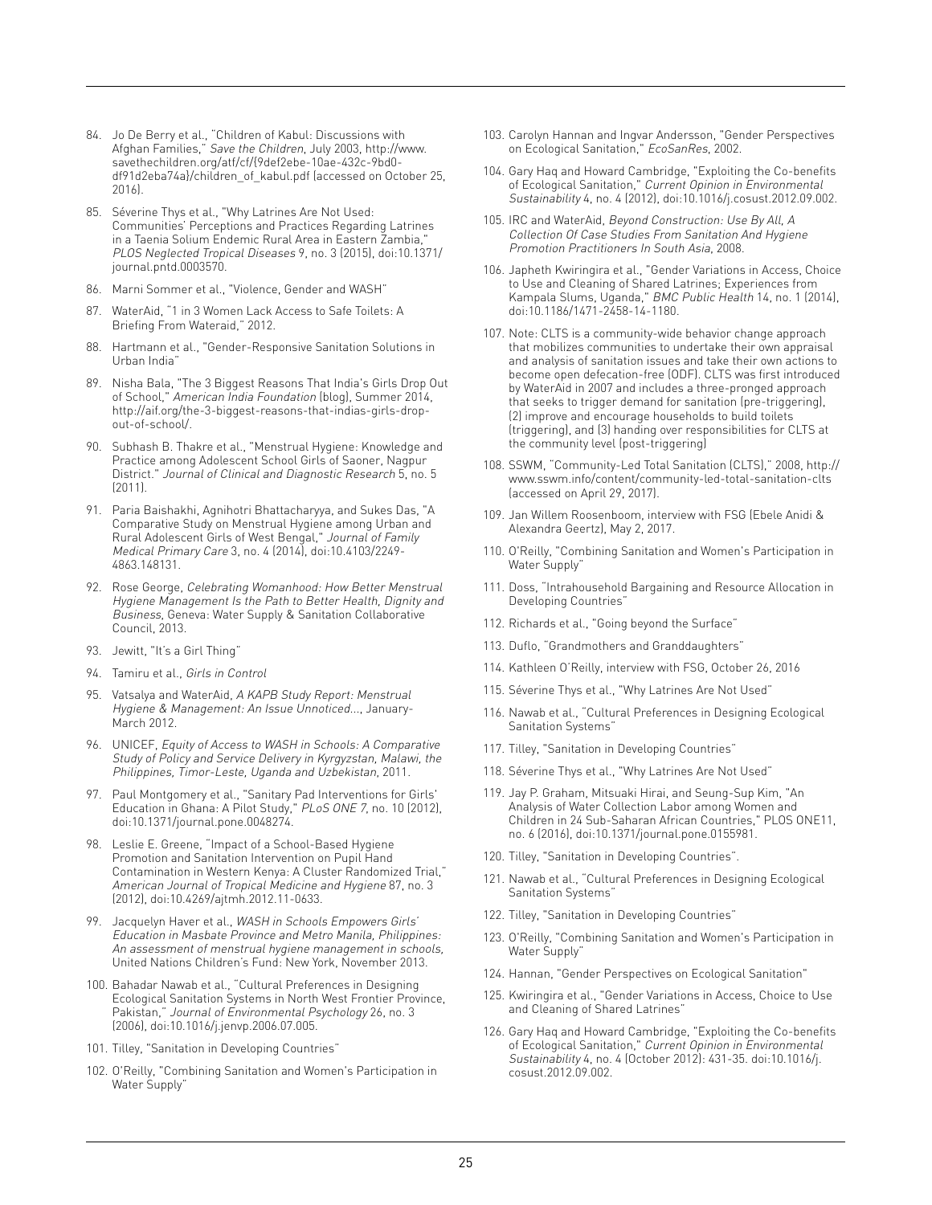84. Jo De Berry et al., "Children of Kabul: Discussions with Afghan Families," *Save the Children*, July 2003, http://www.savethechildren.org/atf/cf/{9def2ebe-10ae-432c-9bd0-df91d2eba74a}/children_of_kabul.pdf (accessed on October 25, 2016).
85. Séverine Thys et al., "Why Latrines Are Not Used: Communities' Perceptions and Practices Regarding Latrines in a Taenia Solium Endemic Rural Area in Eastern Zambia," *PLOS Neglected Tropical Diseases* 9, no. 3 (2015), doi:10.1371/journal.pntd.0003570.
86. Marni Sommer et al., "Violence, Gender and WASH"
87. WaterAid, "1 in 3 Women Lack Access to Safe Toilets: A Briefing From Wateraid," 2012.
88. Hartmann et al., "Gender-Responsive Sanitation Solutions in Urban India"
89. Nisha Bala, "The 3 Biggest Reasons That India's Girls Drop Out of School," *American India Foundation* (blog), Summer 2014, http://aif.org/the-3-biggest-reasons-that-indias-girls-drop-out-of-school/.
90. Subhash B. Thakre et al., "Menstrual Hygiene: Knowledge and Practice among Adolescent School Girls of Saoner, Nagpur District." *Journal of Clinical and Diagnostic Research* 5, no. 5 (2011).
91. Paria Baishakhi, Agnihotri Bhattacharyya, and Sukes Das, "A Comparative Study on Menstrual Hygiene among Urban and Rural Adolescent Girls of West Bengal," *Journal of Family Medical Primary Care* 3, no. 4 (2014), doi:10.4103/2249-4863.148131.
92. Rose George, *Celebrating Womanhood: How Better Menstrual Hygiene Management Is the Path to Better Health, Dignity and Business*, Geneva: Water Supply & Sanitation Collaborative Council, 2013.
93. Jewitt, "It's a Girl Thing"
94. Tamiru et al., *Girls in Control*
95. Vatsalya and WaterAid, *A KAPB Study Report: Menstrual Hygiene & Management: An Issue Unnoticed...*, January-March 2012.
96. UNICEF, *Equity of Access to WASH in Schools: A Comparative Study of Policy and Service Delivery in Kyrgyzstan, Malawi, the Philippines, Timor-Leste, Uganda and Uzbekistan*, 2011.
97. Paul Montgomery et al., "Sanitary Pad Interventions for Girls' Education in Ghana: A Pilot Study," *PLoS ONE 7*, no. 10 (2012), doi:10.1371/journal.pone.0048274.
98. Leslie E. Greene, "Impact of a School-Based Hygiene Promotion and Sanitation Intervention on Pupil Hand Contamination in Western Kenya: A Cluster Randomized Trial," *American Journal of Tropical Medicine and Hygiene* 87, no. 3 (2012), doi:10.4269/ajtmh.2012.11-0633.
99. Jacquelyn Haver et al., *WASH in Schools Empowers Girls' Education in Masbate Province and Metro Manila, Philippines: An assessment of menstrual hygiene management in schools,* United Nations Children's Fund: New York, November 2013.
100. Bahadar Nawab et al., "Cultural Preferences in Designing Ecological Sanitation Systems in North West Frontier Province, Pakistan," *Journal of Environmental Psychology* 26, no. 3 (2006), doi:10.1016/j.jenvp.2006.07.005.
101. Tilley, "Sanitation in Developing Countries"
102. O'Reilly, "Combining Sanitation and Women's Participation in Water Supply"
103. Carolyn Hannan and Ingvar Andersson, "Gender Perspectives on Ecological Sanitation," *EcoSanRes*, 2002.
104. Gary Haq and Howard Cambridge, "Exploiting the Co-benefits of Ecological Sanitation," *Current Opinion in Environmental Sustainability* 4, no. 4 (2012), doi:10.1016/j.cosust.2012.09.002.
105. IRC and WaterAid, *Beyond Construction: Use By All, A Collection Of Case Studies From Sanitation And Hygiene Promotion Practitioners In South Asia*, 2008.
106. Japheth Kwiringira et al., "Gender Variations in Access, Choice to Use and Cleaning of Shared Latrines; Experiences from Kampala Slums, Uganda," *BMC Public Health* 14, no. 1 (2014), doi:10.1186/1471-2458-14-1180.
107. Note: CLTS is a community-wide behavior change approach that mobilizes communities to undertake their own appraisal and analysis of sanitation issues and take their own actions to become open defecation-free (ODF). CLTS was first introduced by WaterAid in 2007 and includes a three-pronged approach that seeks to trigger demand for sanitation (pre-triggering), (2) improve and encourage households to build toilets (triggering), and (3) handing over responsibilities for CLTS at the community level (post-triggering)
108. SSWM, "Community-Led Total Sanitation (CLTS)," 2008, http://www.sswm.info/content/community-led-total-sanitation-clts (accessed on April 29, 2017).
109. Jan Willem Roosenboom, interview with FSG (Ebele Anidi & Alexandra Geertz), May 2, 2017.
110. O'Reilly, "Combining Sanitation and Women's Participation in Water Supply"
111. Doss, "Intrahousehold Bargaining and Resource Allocation in Developing Countries"
112. Richards et al., "Going beyond the Surface"
113. Duflo, "Grandmothers and Granddaughters"
114. Kathleen O'Reilly, interview with FSG, October 26, 2016
115. Séverine Thys et al., "Why Latrines Are Not Used"
116. Nawab et al., "Cultural Preferences in Designing Ecological Sanitation Systems"
117. Tilley, "Sanitation in Developing Countries"
118. Séverine Thys et al., "Why Latrines Are Not Used"
119. Jay P. Graham, Mitsuaki Hirai, and Seung-Sup Kim, "An Analysis of Water Collection Labor among Women and Children in 24 Sub-Saharan African Countries," PLOS ONE11, no. 6 (2016), doi:10.1371/journal.pone.0155981.
120. Tilley, "Sanitation in Developing Countries".
121. Nawab et al., "Cultural Preferences in Designing Ecological Sanitation Systems"
122. Tilley, "Sanitation in Developing Countries"
123. O'Reilly, "Combining Sanitation and Women's Participation in Water Supply"
124. Hannan, "Gender Perspectives on Ecological Sanitation"
125. Kwiringira et al., "Gender Variations in Access, Choice to Use and Cleaning of Shared Latrines"
126. Gary Haq and Howard Cambridge, "Exploiting the Co-benefits of Ecological Sanitation," *Current Opinion in Environmental Sustainability* 4, no. 4 (October 2012): 431-35. doi:10.1016/j.cosust.2012.09.002.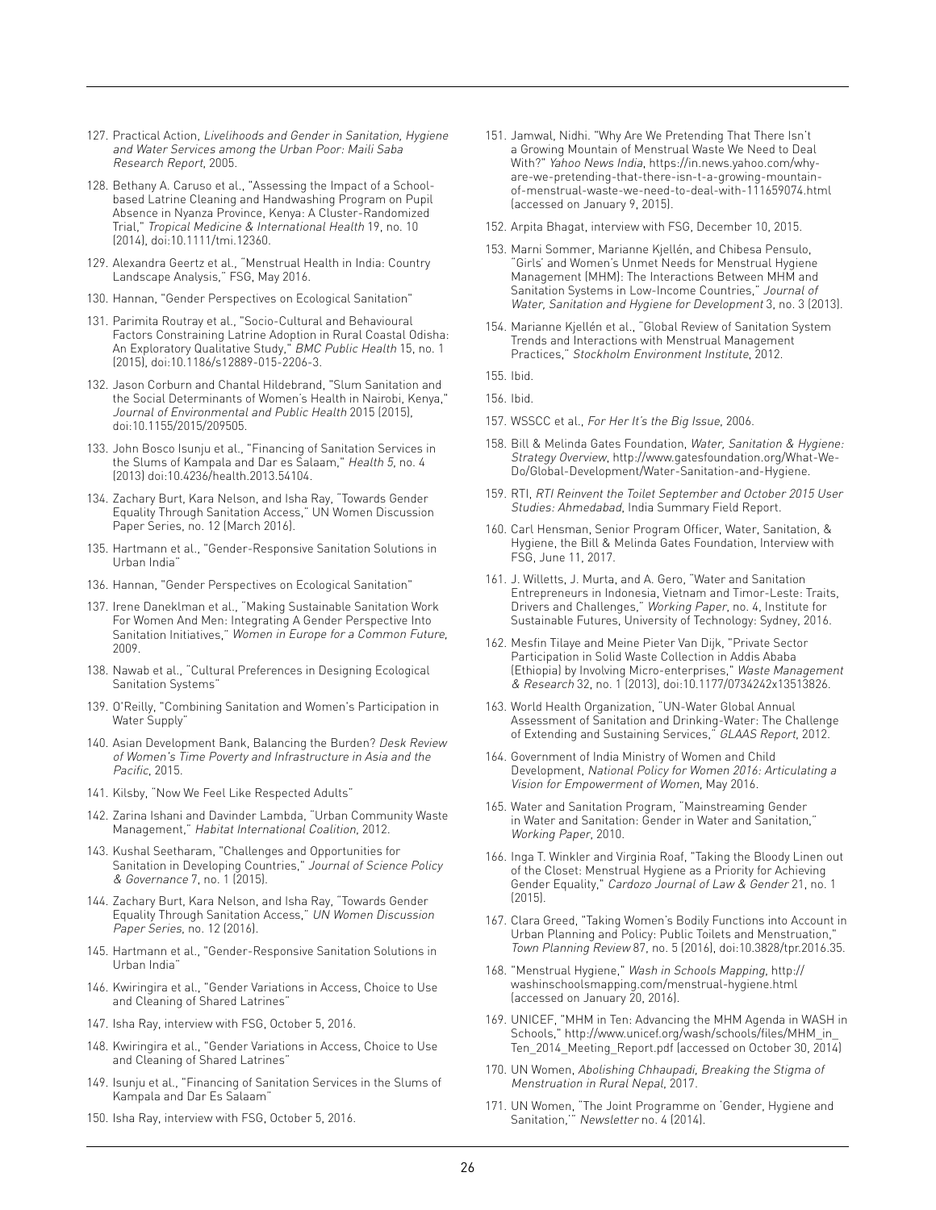127. Practical Action, *Livelihoods and Gender in Sanitation, Hygiene and Water Services among the Urban Poor: Maili Saba Research Report*, 2005.

128. Bethany A. Caruso et al., "Assessing the Impact of a School-based Latrine Cleaning and Handwashing Program on Pupil Absence in Nyanza Province, Kenya: A Cluster-Randomized Trial," *Tropical Medicine & International Health* 19, no. 10 (2014), doi:10.1111/tmi.12360.

129. Alexandra Geertz et al., "Menstrual Health in India: Country Landscape Analysis," FSG, May 2016.

130. Hannan, "Gender Perspectives on Ecological Sanitation"

131. Parimita Routray et al., "Socio-Cultural and Behavioural Factors Constraining Latrine Adoption in Rural Coastal Odisha: An Exploratory Qualitative Study," *BMC Public Health* 15, no. 1 (2015), doi:10.1186/s12889-015-2206-3.

132. Jason Corburn and Chantal Hildebrand, "Slum Sanitation and the Social Determinants of Women's Health in Nairobi, Kenya," *Journal of Environmental and Public Health* 2015 (2015), doi:10.1155/2015/209505.

133. John Bosco Isunju et al., "Financing of Sanitation Services in the Slums of Kampala and Dar es Salaam," *Health 5*, no. 4 (2013) doi:10.4236/health.2013.54104.

134. Zachary Burt, Kara Nelson, and Isha Ray, "Towards Gender Equality Through Sanitation Access," UN Women Discussion Paper Series, no. 12 (March 2016).

135. Hartmann et al., "Gender-Responsive Sanitation Solutions in Urban India"

136. Hannan, "Gender Perspectives on Ecological Sanitation"

137. Irene Daneklman et al., "Making Sustainable Sanitation Work For Women And Men: Integrating A Gender Perspective Into Sanitation Initiatives," *Women in Europe for a Common Future*, 2009.

138. Nawab et al., "Cultural Preferences in Designing Ecological Sanitation Systems"

139. O'Reilly, "Combining Sanitation and Women's Participation in Water Supply"

140. Asian Development Bank, Balancing the Burden? *Desk Review of Women's Time Poverty and Infrastructure in Asia and the Pacific*, 2015.

141. Kilsby, "Now We Feel Like Respected Adults"

142. Zarina Ishani and Davinder Lambda, "Urban Community Waste Management," *Habitat International Coalition*, 2012.

143. Kushal Seetharam, "Challenges and Opportunities for Sanitation in Developing Countries," *Journal of Science Policy & Governance* 7, no. 1 (2015).

144. Zachary Burt, Kara Nelson, and Isha Ray, "Towards Gender Equality Through Sanitation Access," *UN Women Discussion Paper Series*, no. 12 (2016).

145. Hartmann et al., "Gender-Responsive Sanitation Solutions in Urban India"

146. Kwiringira et al., "Gender Variations in Access, Choice to Use and Cleaning of Shared Latrines"

147. Isha Ray, interview with FSG, October 5, 2016.

148. Kwiringira et al., "Gender Variations in Access, Choice to Use and Cleaning of Shared Latrines"

149. Isunju et al., "Financing of Sanitation Services in the Slums of Kampala and Dar Es Salaam"

150. Isha Ray, interview with FSG, October 5, 2016.

151. Jamwal, Nidhi. "Why Are We Pretending That There Isn't a Growing Mountain of Menstrual Waste We Need to Deal With?" *Yahoo News India*, https://in.news.yahoo.com/why-are-we-pretending-that-there-isn-t-a-growing-mountain-of-menstrual-waste-we-need-to-deal-with-111659074.html (accessed on January 9, 2015).

152. Arpita Bhagat, interview with FSG, December 10, 2015.

153. Marni Sommer, Marianne Kjellén, and Chibesa Pensulo, "Girls' and Women's Unmet Needs for Menstrual Hygiene Management (MHM): The Interactions Between MHM and Sanitation Systems in Low-Income Countries," *Journal of Water, Sanitation and Hygiene for Development* 3, no. 3 (2013).

154. Marianne Kjellén et al., "Global Review of Sanitation System Trends and Interactions with Menstrual Management Practices," *Stockholm Environment Institute*, 2012.

155. Ibid.

156. Ibid.

157. WSSCC et al., *For Her It's the Big Issue*, 2006.

158. Bill & Melinda Gates Foundation, *Water, Sanitation & Hygiene: Strategy Overview*, http://www.gatesfoundation.org/What-We-Do/Global-Development/Water-Sanitation-and-Hygiene.

159. RTI, *RTI Reinvent the Toilet September and October 2015 User Studies: Ahmedabad*, India Summary Field Report.

160. Carl Hensman, Senior Program Officer, Water, Sanitation, & Hygiene, the Bill & Melinda Gates Foundation, Interview with FSG, June 11, 2017.

161. J. Willetts, J. Murta, and A. Gero, "Water and Sanitation Entrepreneurs in Indonesia, Vietnam and Timor-Leste: Traits, Drivers and Challenges," *Working Paper*, no. 4, Institute for Sustainable Futures, University of Technology: Sydney, 2016.

162. Mesfin Tilaye and Meine Pieter Van Dijk, "Private Sector Participation in Solid Waste Collection in Addis Ababa (Ethiopia) by Involving Micro-enterprises," *Waste Management & Research* 32, no. 1 (2013), doi:10.1177/0734242x13513826.

163. World Health Organization, "UN-Water Global Annual Assessment of Sanitation and Drinking-Water: The Challenge of Extending and Sustaining Services," *GLAAS Report*, 2012.

164. Government of India Ministry of Women and Child Development, *National Policy for Women 2016: Articulating a Vision for Empowerment of Women*, May 2016.

165. Water and Sanitation Program, "Mainstreaming Gender in Water and Sanitation: Gender in Water and Sanitation," *Working Paper*, 2010.

166. Inga T. Winkler and Virginia Roaf, "Taking the Bloody Linen out of the Closet: Menstrual Hygiene as a Priority for Achieving Gender Equality," *Cardozo Journal of Law & Gender* 21, no. 1 (2015).

167. Clara Greed, "Taking Women's Bodily Functions into Account in Urban Planning and Policy: Public Toilets and Menstruation," *Town Planning Review* 87, no. 5 (2016), doi:10.3828/tpr.2016.35.

168. "Menstrual Hygiene," *Wash in Schools Mapping*, http://washinschoolsmapping.com/menstrual-hygiene.html (accessed on January 20, 2016).

169. UNICEF, "MHM in Ten: Advancing the MHM Agenda in WASH in Schools," http://www.unicef.org/wash/schools/files/MHM_in_Ten_2014_Meeting_Report.pdf (accessed on October 30, 2014)

170. UN Women, *Abolishing Chhaupadi, Breaking the Stigma of Menstruation in Rural Nepal*, 2017.

171. UN Women, "The Joint Programme on 'Gender, Hygiene and Sanitation,'" *Newsletter* no. 4 (2014).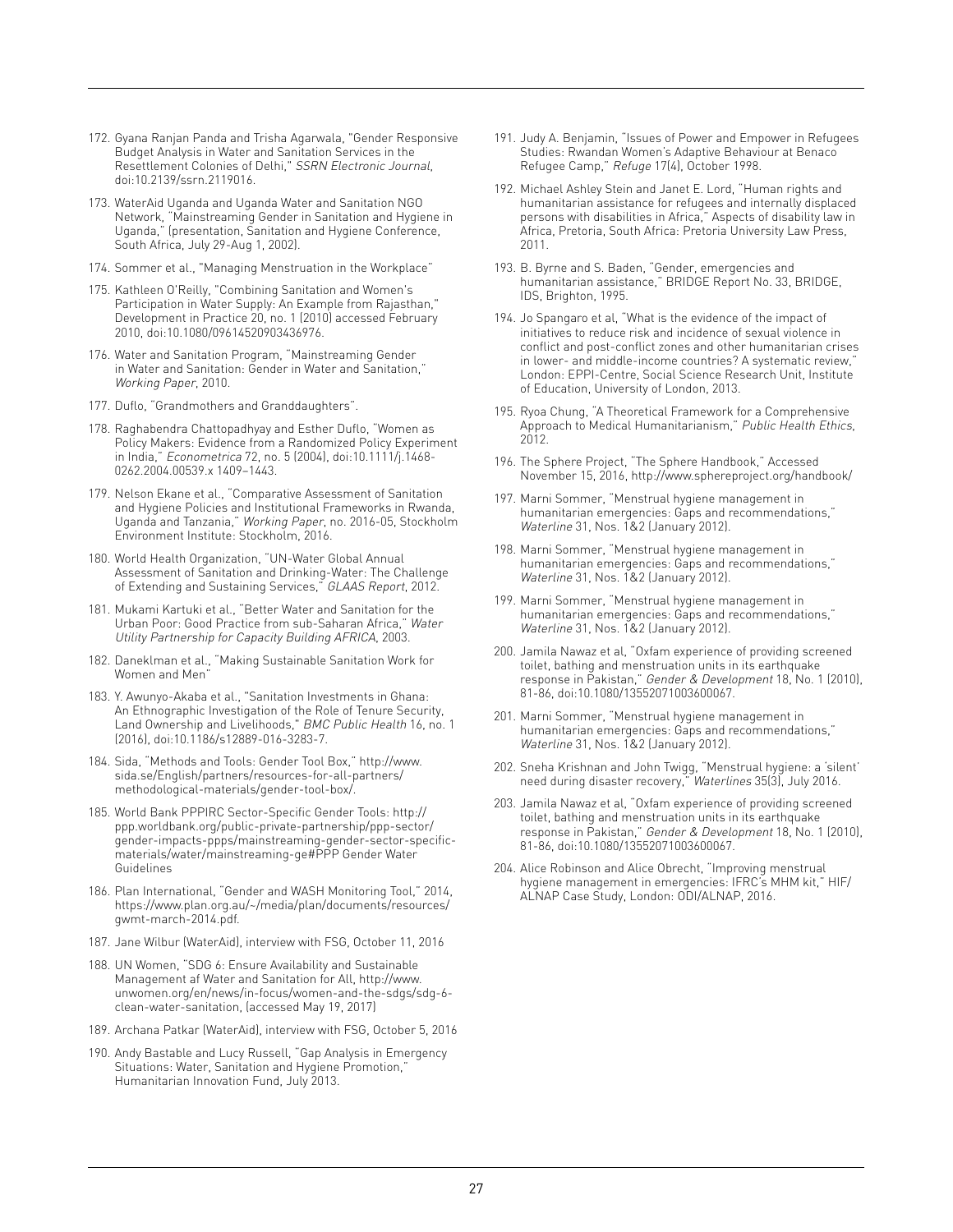172. Gyana Ranjan Panda and Trisha Agarwala, "Gender Responsive Budget Analysis in Water and Sanitation Services in the Resettlement Colonies of Delhi," *SSRN Electronic Journal*, doi:10.2139/ssrn.2119016.

173. WaterAid Uganda and Uganda Water and Sanitation NGO Network, "Mainstreaming Gender in Sanitation and Hygiene in Uganda," (presentation, Sanitation and Hygiene Conference, South Africa, July 29-Aug 1, 2002).

174. Sommer et al., "Managing Menstruation in the Workplace"

175. Kathleen O'Reilly, "Combining Sanitation and Women's Participation in Water Supply: An Example from Rajasthan," Development in Practice 20, no. 1 (2010) accessed February 2010, doi:10.1080/09614520903436976.

176. Water and Sanitation Program, "Mainstreaming Gender in Water and Sanitation: Gender in Water and Sanitation," *Working Paper*, 2010.

177. Duflo, "Grandmothers and Granddaughters".

178. Raghabendra Chattopadhyay and Esther Duflo, "Women as Policy Makers: Evidence from a Randomized Policy Experiment in India," *Econometrica* 72, no. 5 (2004), doi:10.1111/j.1468-0262.2004.00539.x 1409–1443.

179. Nelson Ekane et al., "Comparative Assessment of Sanitation and Hygiene Policies and Institutional Frameworks in Rwanda, Uganda and Tanzania," *Working Paper*, no. 2016-05, Stockholm Environment Institute: Stockholm, 2016.

180. World Health Organization, "UN-Water Global Annual Assessment of Sanitation and Drinking-Water: The Challenge of Extending and Sustaining Services," *GLAAS Report*, 2012.

181. Mukami Kartuki et al., "Better Water and Sanitation for the Urban Poor: Good Practice from sub-Saharan Africa," *Water Utility Partnership for Capacity Building AFRICA*, 2003.

182. Daneklman et al., "Making Sustainable Sanitation Work for Women and Men"

183. Y. Awunyo-Akaba et al., "Sanitation Investments in Ghana: An Ethnographic Investigation of the Role of Tenure Security, Land Ownership and Livelihoods," *BMC Public Health* 16, no. 1 (2016), doi:10.1186/s12889-016-3283-7.

184. Sida, "Methods and Tools: Gender Tool Box," http://www.sida.se/English/partners/resources-for-all-partners/methodological-materials/gender-tool-box/.

185. World Bank PPPIRC Sector-Specific Gender Tools: http://ppp.worldbank.org/public-private-partnership/ppp-sector/gender-impacts-ppps/mainstreaming-gender-sector-specific-materials/water/mainstreaming-ge#PPP Gender Water Guidelines

186. Plan International, "Gender and WASH Monitoring Tool," 2014, https://www.plan.org.au/~/media/plan/documents/resources/gwmt-march-2014.pdf.

187. Jane Wilbur (WaterAid), interview with FSG, October 11, 2016

188. UN Women, "SDG 6: Ensure Availability and Sustainable Management af Water and Sanitation for All, http://www.unwomen.org/en/news/in-focus/women-and-the-sdgs/sdg-6-clean-water-sanitation, (accessed May 19, 2017)

189. Archana Patkar (WaterAid), interview with FSG, October 5, 2016

190. Andy Bastable and Lucy Russell, "Gap Analysis in Emergency Situations: Water, Sanitation and Hygiene Promotion," Humanitarian Innovation Fund, July 2013.

191. Judy A. Benjamin, "Issues of Power and Empower in Refugees Studies: Rwandan Women's Adaptive Behaviour at Benaco Refugee Camp," *Refuge* 17(4), October 1998.

192. Michael Ashley Stein and Janet E. Lord, "Human rights and humanitarian assistance for refugees and internally displaced persons with disabilities in Africa," Aspects of disability law in Africa, Pretoria, South Africa: Pretoria University Law Press, 2011.

193. B. Byrne and S. Baden, "Gender, emergencies and humanitarian assistance," BRIDGE Report No. 33, BRIDGE, IDS, Brighton, 1995.

194. Jo Spangaro et al, "What is the evidence of the impact of initiatives to reduce risk and incidence of sexual violence in conflict and post-conflict zones and other humanitarian crises in lower- and middle-income countries? A systematic review," London: EPPI-Centre, Social Science Research Unit, Institute of Education, University of London, 2013.

195. Ryoa Chung, "A Theoretical Framework for a Comprehensive Approach to Medical Humanitarianism," *Public Health Ethics*, 2012.

196. The Sphere Project, "The Sphere Handbook," Accessed November 15, 2016, http://www.sphereproject.org/handbook/

197. Marni Sommer, "Menstrual hygiene management in humanitarian emergencies: Gaps and recommendations," *Waterline* 31, Nos. 1&2 (January 2012).

198. Marni Sommer, "Menstrual hygiene management in humanitarian emergencies: Gaps and recommendations," *Waterline* 31, Nos. 1&2 (January 2012).

199. Marni Sommer, "Menstrual hygiene management in humanitarian emergencies: Gaps and recommendations," *Waterline* 31, Nos. 1&2 (January 2012).

200. Jamila Nawaz et al, "Oxfam experience of providing screened toilet, bathing and menstruation units in its earthquake response in Pakistan," *Gender & Development* 18, No. 1 (2010), 81-86, doi:10.1080/13552071003600067.

201. Marni Sommer, "Menstrual hygiene management in humanitarian emergencies: Gaps and recommendations," *Waterline* 31, Nos. 1&2 (January 2012).

202. Sneha Krishnan and John Twigg, "Menstrual hygiene: a 'silent' need during disaster recovery," *Waterlines* 35(3), July 2016.

203. Jamila Nawaz et al, "Oxfam experience of providing screened toilet, bathing and menstruation units in its earthquake response in Pakistan," *Gender & Development* 18, No. 1 (2010), 81-86, doi:10.1080/13552071003600067.

204. Alice Robinson and Alice Obrecht, "Improving menstrual hygiene management in emergencies: IFRC's MHM kit," HIF/ALNAP Case Study, London: ODI/ALNAP, 2016.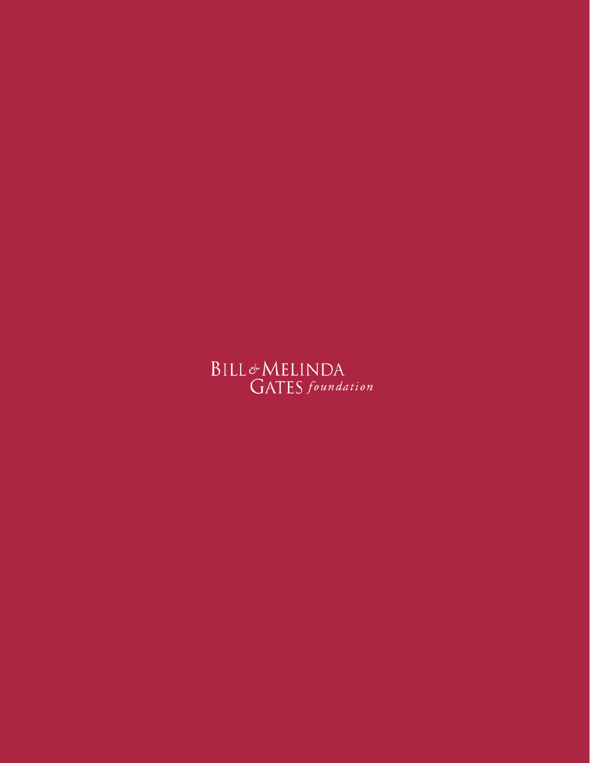BILL & MELINDA GATES *foundation*